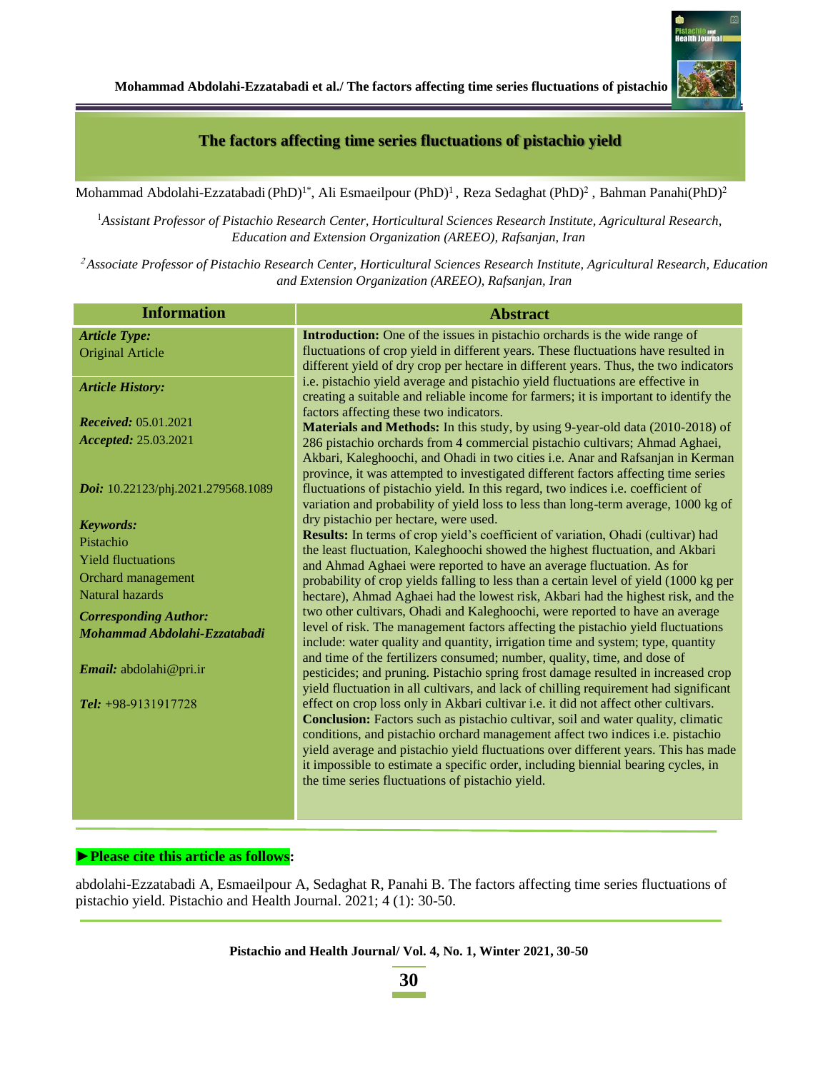# The factors affecting time series fluctuations of pistachio yield

Mohammad Abdolahi-Ezzatabadi (PhD)[1*], Ali Esmaeilpour (PhD)[1], Reza Sedaghat (PhD)[2], Bahman Panahi(PhD)[2]

[1]*Assistant Professor of Pistachio Research Center, Horticultural Sciences Research Institute, Agricultural Research, Education and Extension Organization (AREEO), Rafsanjan, Iran*

[2]*Associate Professor of Pistachio Research Center, Horticultural Sciences Research Institute, Agricultural Research, Education and Extension Organization (AREEO), Rafsanjan, Iran*

## Information

***Article Type:***
Original Article

***Article History:***

***Received:*** 05.01.2021
***Accepted:*** 25.03.2021

***Doi:*** 10.22123/phj.2021.279568.1089

***Keywords:***
Pistachio
Yield fluctuations
Orchard management
Natural hazards

***Corresponding Author:***
***Mohammad Abdolahi-Ezzatabadi***

***Email:*** abdolahi@pri.ir

***Tel:*** +98-9131917728

## Abstract

**Introduction:** One of the issues in pistachio orchards is the wide range of fluctuations of crop yield in different years. These fluctuations have resulted in different yield of dry crop per hectare in different years. Thus, the two indicators i.e. pistachio yield average and pistachio yield fluctuations are effective in creating a suitable and reliable income for farmers; it is important to identify the factors affecting these two indicators.

**Materials and Methods:** In this study, by using 9-year-old data (2010-2018) of 286 pistachio orchards from 4 commercial pistachio cultivars; Ahmad Aghaei, Akbari, Kaleghoochi, and Ohadi in two cities i.e. Anar and Rafsanjan in Kerman province, it was attempted to investigated different factors affecting time series fluctuations of pistachio yield. In this regard, two indices i.e. coefficient of variation and probability of yield loss to less than long-term average, 1000 kg of dry pistachio per hectare, were used.

**Results:** In terms of crop yield's coefficient of variation, Ohadi (cultivar) had the least fluctuation, Kaleghoochi showed the highest fluctuation, and Akbari and Ahmad Aghaei were reported to have an average fluctuation. As for probability of crop yields falling to less than a certain level of yield (1000 kg per hectare), Ahmad Aghaei had the lowest risk, Akbari had the highest risk, and the two other cultivars, Ohadi and Kaleghoochi, were reported to have an average level of risk. The management factors affecting the pistachio yield fluctuations include: water quality and quantity, irrigation time and system; type, quantity and time of the fertilizers consumed; number, quality, time, and dose of pesticides; and pruning. Pistachio spring frost damage resulted in increased crop yield fluctuation in all cultivars, and lack of chilling requirement had significant effect on crop loss only in Akbari cultivar i.e. it did not affect other cultivars.

**Conclusion:** Factors such as pistachio cultivar, soil and water quality, climatic conditions, and pistachio orchard management affect two indices i.e. pistachio yield average and pistachio yield fluctuations over different years. This has made it impossible to estimate a specific order, including biennial bearing cycles, in the time series fluctuations of pistachio yield.

**►Please cite this article as follows:**

abdolahi-Ezzatabadi A, Esmaeilpour A, Sedaghat R, Panahi B. The factors affecting time series fluctuations of pistachio yield. Pistachio and Health Journal. 2021; 4 (1): 30-50.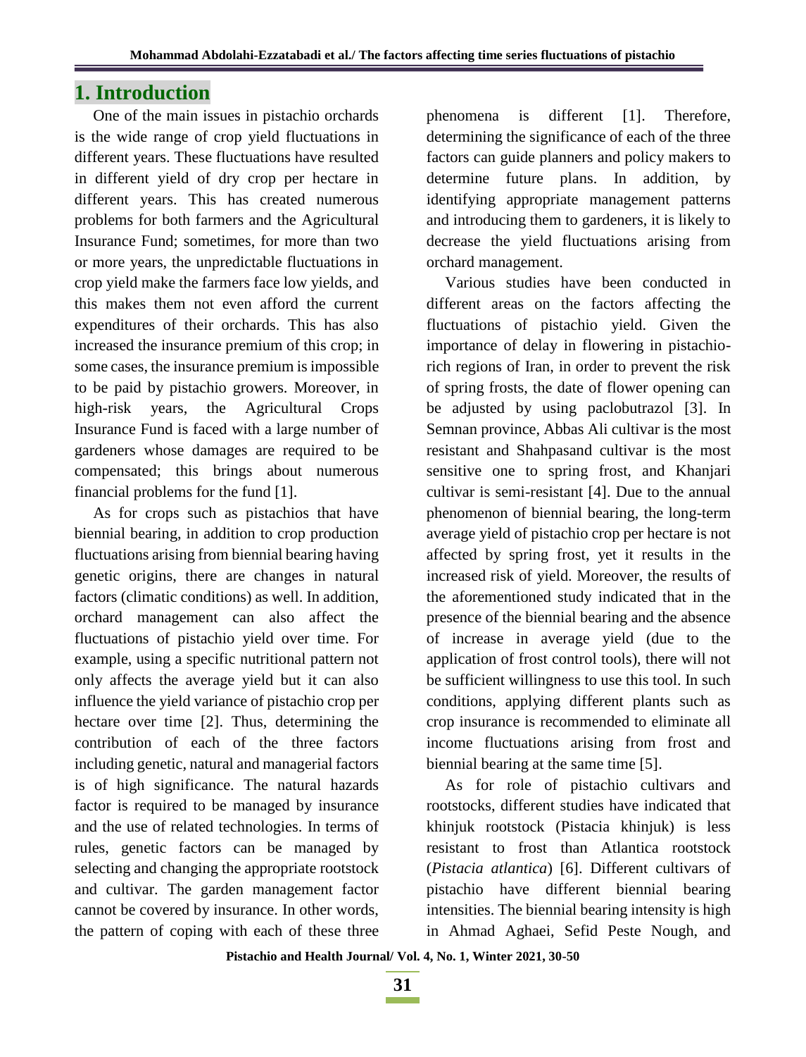## 1. Introduction

One of the main issues in pistachio orchards is the wide range of crop yield fluctuations in different years. These fluctuations have resulted in different yield of dry crop per hectare in different years. This has created numerous problems for both farmers and the Agricultural Insurance Fund; sometimes, for more than two or more years, the unpredictable fluctuations in crop yield make the farmers face low yields, and this makes them not even afford the current expenditures of their orchards. This has also increased the insurance premium of this crop; in some cases, the insurance premium is impossible to be paid by pistachio growers. Moreover, in high-risk years, the Agricultural Crops Insurance Fund is faced with a large number of gardeners whose damages are required to be compensated; this brings about numerous financial problems for the fund [1].

As for crops such as pistachios that have biennial bearing, in addition to crop production fluctuations arising from biennial bearing having genetic origins, there are changes in natural factors (climatic conditions) as well. In addition, orchard management can also affect the fluctuations of pistachio yield over time. For example, using a specific nutritional pattern not only affects the average yield but it can also influence the yield variance of pistachio crop per hectare over time [2]. Thus, determining the contribution of each of the three factors including genetic, natural and managerial factors is of high significance. The natural hazards factor is required to be managed by insurance and the use of related technologies. In terms of rules, genetic factors can be managed by selecting and changing the appropriate rootstock and cultivar. The garden management factor cannot be covered by insurance. In other words, the pattern of coping with each of these three phenomena is different [1]. Therefore, determining the significance of each of the three factors can guide planners and policy makers to determine future plans. In addition, by identifying appropriate management patterns and introducing them to gardeners, it is likely to decrease the yield fluctuations arising from orchard management.

Various studies have been conducted in different areas on the factors affecting the fluctuations of pistachio yield. Given the importance of delay in flowering in pistachio-rich regions of Iran, in order to prevent the risk of spring frosts, the date of flower opening can be adjusted by using paclobutrazol [3]. In Semnan province, Abbas Ali cultivar is the most resistant and Shahpasand cultivar is the most sensitive one to spring frost, and Khanjari cultivar is semi-resistant [4]. Due to the annual phenomenon of biennial bearing, the long-term average yield of pistachio crop per hectare is not affected by spring frost, yet it results in the increased risk of yield. Moreover, the results of the aforementioned study indicated that in the presence of the biennial bearing and the absence of increase in average yield (due to the application of frost control tools), there will not be sufficient willingness to use this tool. In such conditions, applying different plants such as crop insurance is recommended to eliminate all income fluctuations arising from frost and biennial bearing at the same time [5].

As for role of pistachio cultivars and rootstocks, different studies have indicated that khinjuk rootstock (Pistacia khinjuk) is less resistant to frost than Atlantica rootstock (*Pistacia atlantica*) [6]. Different cultivars of pistachio have different biennial bearing intensities. The biennial bearing intensity is high in Ahmad Aghaei, Sefid Peste Nough, and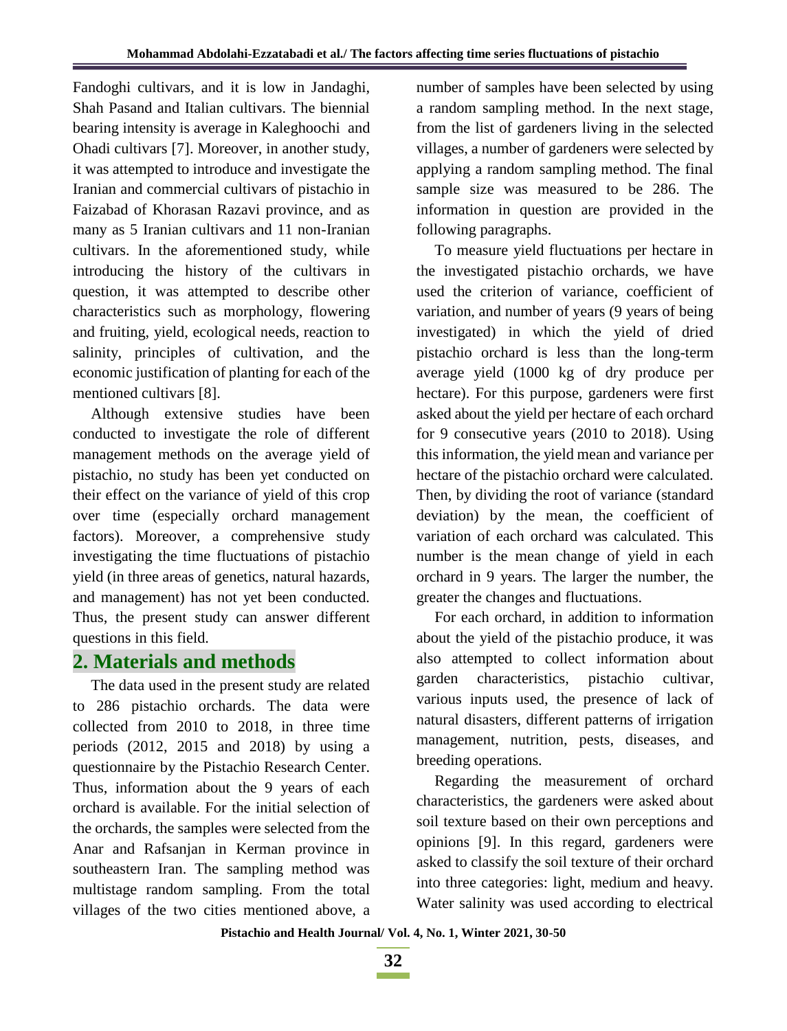Fandoghi cultivars, and it is low in Jandaghi, Shah Pasand and Italian cultivars. The biennial bearing intensity is average in Kaleghoochi and Ohadi cultivars [7]. Moreover, in another study, it was attempted to introduce and investigate the Iranian and commercial cultivars of pistachio in Faizabad of Khorasan Razavi province, and as many as 5 Iranian cultivars and 11 non-Iranian cultivars. In the aforementioned study, while introducing the history of the cultivars in question, it was attempted to describe other characteristics such as morphology, flowering and fruiting, yield, ecological needs, reaction to salinity, principles of cultivation, and the economic justification of planting for each of the mentioned cultivars [8].

Although extensive studies have been conducted to investigate the role of different management methods on the average yield of pistachio, no study has been yet conducted on their effect on the variance of yield of this crop over time (especially orchard management factors). Moreover, a comprehensive study investigating the time fluctuations of pistachio yield (in three areas of genetics, natural hazards, and management) has not yet been conducted. Thus, the present study can answer different questions in this field.

## 2. Materials and methods

The data used in the present study are related to 286 pistachio orchards. The data were collected from 2010 to 2018, in three time periods (2012, 2015 and 2018) by using a questionnaire by the Pistachio Research Center. Thus, information about the 9 years of each orchard is available. For the initial selection of the orchards, the samples were selected from the Anar and Rafsanjan in Kerman province in southeastern Iran. The sampling method was multistage random sampling. From the total villages of the two cities mentioned above, a number of samples have been selected by using a random sampling method. In the next stage, from the list of gardeners living in the selected villages, a number of gardeners were selected by applying a random sampling method. The final sample size was measured to be 286. The information in question are provided in the following paragraphs.

To measure yield fluctuations per hectare in the investigated pistachio orchards, we have used the criterion of variance, coefficient of variation, and number of years (9 years of being investigated) in which the yield of dried pistachio orchard is less than the long-term average yield (1000 kg of dry produce per hectare). For this purpose, gardeners were first asked about the yield per hectare of each orchard for 9 consecutive years (2010 to 2018). Using this information, the yield mean and variance per hectare of the pistachio orchard were calculated. Then, by dividing the root of variance (standard deviation) by the mean, the coefficient of variation of each orchard was calculated. This number is the mean change of yield in each orchard in 9 years. The larger the number, the greater the changes and fluctuations.

For each orchard, in addition to information about the yield of the pistachio produce, it was also attempted to collect information about garden characteristics, pistachio cultivar, various inputs used, the presence of lack of natural disasters, different patterns of irrigation management, nutrition, pests, diseases, and breeding operations.

Regarding the measurement of orchard characteristics, the gardeners were asked about soil texture based on their own perceptions and opinions [9]. In this regard, gardeners were asked to classify the soil texture of their orchard into three categories: light, medium and heavy. Water salinity was used according to electrical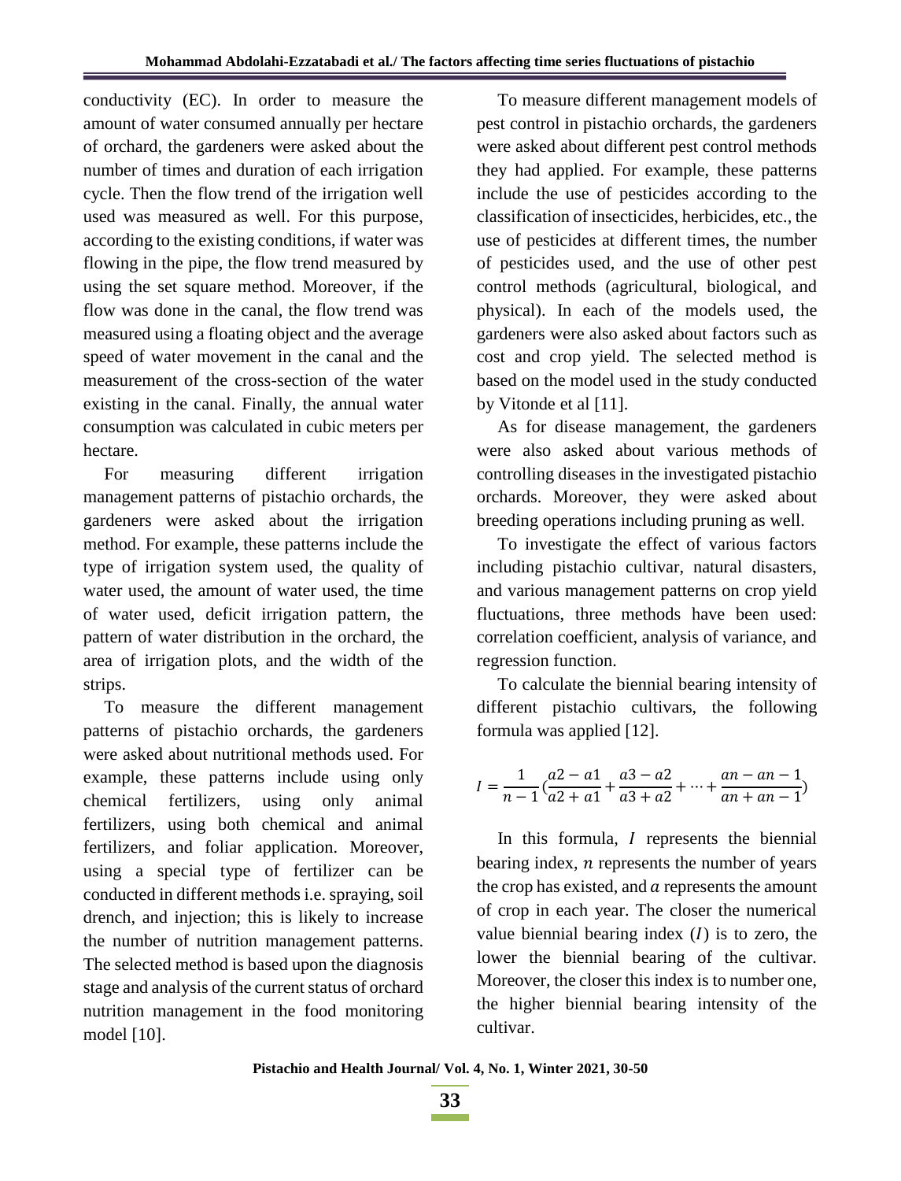conductivity (EC). In order to measure the amount of water consumed annually per hectare of orchard, the gardeners were asked about the number of times and duration of each irrigation cycle. Then the flow trend of the irrigation well used was measured as well. For this purpose, according to the existing conditions, if water was flowing in the pipe, the flow trend measured by using the set square method. Moreover, if the flow was done in the canal, the flow trend was measured using a floating object and the average speed of water movement in the canal and the measurement of the cross-section of the water existing in the canal. Finally, the annual water consumption was calculated in cubic meters per hectare.

For measuring different irrigation management patterns of pistachio orchards, the gardeners were asked about the irrigation method. For example, these patterns include the type of irrigation system used, the quality of water used, the amount of water used, the time of water used, deficit irrigation pattern, the pattern of water distribution in the orchard, the area of irrigation plots, and the width of the strips.

To measure the different management patterns of pistachio orchards, the gardeners were asked about nutritional methods used. For example, these patterns include using only chemical fertilizers, using only animal fertilizers, using both chemical and animal fertilizers, and foliar application. Moreover, using a special type of fertilizer can be conducted in different methods i.e. spraying, soil drench, and injection; this is likely to increase the number of nutrition management patterns. The selected method is based upon the diagnosis stage and analysis of the current status of orchard nutrition management in the food monitoring model [10].

To measure different management models of pest control in pistachio orchards, the gardeners were asked about different pest control methods they had applied. For example, these patterns include the use of pesticides according to the classification of insecticides, herbicides, etc., the use of pesticides at different times, the number of pesticides used, and the use of other pest control methods (agricultural, biological, and physical). In each of the models used, the gardeners were also asked about factors such as cost and crop yield. The selected method is based on the model used in the study conducted by Vitonde et al [11].

As for disease management, the gardeners were also asked about various methods of controlling diseases in the investigated pistachio orchards. Moreover, they were asked about breeding operations including pruning as well.

To investigate the effect of various factors including pistachio cultivar, natural disasters, and various management patterns on crop yield fluctuations, three methods have been used: correlation coefficient, analysis of variance, and regression function.

To calculate the biennial bearing intensity of different pistachio cultivars, the following formula was applied [12].

$$I = \frac{1}{n-1}\left(\frac{a2 - a1}{a2 + a1} + \frac{a3 - a2}{a3 + a2} + \cdots + \frac{an - an - 1}{an + an - 1}\right)$$

In this formula, $I$ represents the biennial bearing index, $n$ represents the number of years the crop has existed, and $a$ represents the amount of crop in each year. The closer the numerical value biennial bearing index ($I$) is to zero, the lower the biennial bearing of the cultivar. Moreover, the closer this index is to number one, the higher biennial bearing intensity of the cultivar.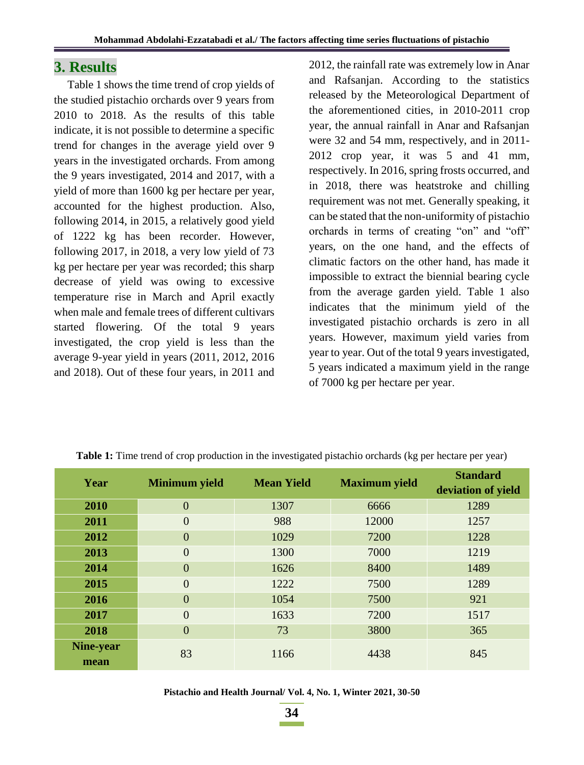## 3. Results

Table 1 shows the time trend of crop yields of the studied pistachio orchards over 9 years from 2010 to 2018. As the results of this table indicate, it is not possible to determine a specific trend for changes in the average yield over 9 years in the investigated orchards. From among the 9 years investigated, 2014 and 2017, with a yield of more than 1600 kg per hectare per year, accounted for the highest production. Also, following 2014, in 2015, a relatively good yield of 1222 kg has been recorder. However, following 2017, in 2018, a very low yield of 73 kg per hectare per year was recorded; this sharp decrease of yield was owing to excessive temperature rise in March and April exactly when male and female trees of different cultivars started flowering. Of the total 9 years investigated, the crop yield is less than the average 9-year yield in years (2011, 2012, 2016 and 2018). Out of these four years, in 2011 and 2012, the rainfall rate was extremely low in Anar and Rafsanjan. According to the statistics released by the Meteorological Department of the aforementioned cities, in 2010-2011 crop year, the annual rainfall in Anar and Rafsanjan were 32 and 54 mm, respectively, and in 2011-2012 crop year, it was 5 and 41 mm, respectively. In 2016, spring frosts occurred, and in 2018, there was heatstroke and chilling requirement was not met. Generally speaking, it can be stated that the non-uniformity of pistachio orchards in terms of creating "on" and "off" years, on the one hand, and the effects of climatic factors on the other hand, has made it impossible to extract the biennial bearing cycle from the average garden yield. Table 1 also indicates that the minimum yield of the investigated pistachio orchards is zero in all years. However, maximum yield varies from year to year. Out of the total 9 years investigated, 5 years indicated a maximum yield in the range of 7000 kg per hectare per year.

**Table 1:** Time trend of crop production in the investigated pistachio orchards (kg per hectare per year)

| Year | Minimum yield | Mean Yield | Maximum yield | Standard deviation of yield |
|---|---|---|---|---|
| 2010 | 0 | 1307 | 6666 | 1289 |
| 2011 | 0 | 988 | 12000 | 1257 |
| 2012 | 0 | 1029 | 7200 | 1228 |
| 2013 | 0 | 1300 | 7000 | 1219 |
| 2014 | 0 | 1626 | 8400 | 1489 |
| 2015 | 0 | 1222 | 7500 | 1289 |
| 2016 | 0 | 1054 | 7500 | 921 |
| 2017 | 0 | 1633 | 7200 | 1517 |
| 2018 | 0 | 73 | 3800 | 365 |
| Nine-year mean | 83 | 1166 | 4438 | 845 |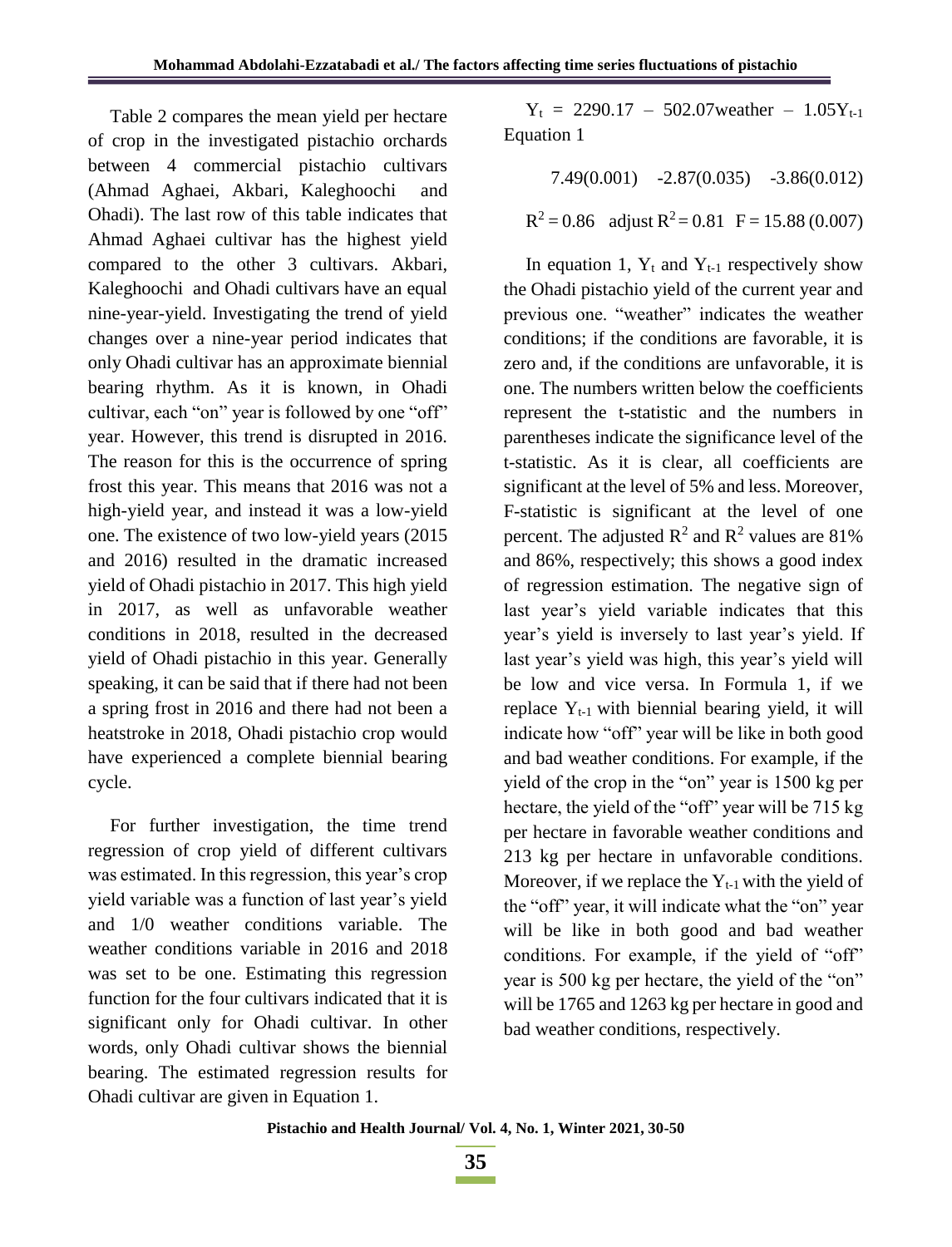Table 2 compares the mean yield per hectare of crop in the investigated pistachio orchards between 4 commercial pistachio cultivars (Ahmad Aghaei, Akbari, Kaleghoochi and Ohadi). The last row of this table indicates that Ahmad Aghaei cultivar has the highest yield compared to the other 3 cultivars. Akbari, Kaleghoochi and Ohadi cultivars have an equal nine-year-yield. Investigating the trend of yield changes over a nine-year period indicates that only Ohadi cultivar has an approximate biennial bearing rhythm. As it is known, in Ohadi cultivar, each "on" year is followed by one "off" year. However, this trend is disrupted in 2016. The reason for this is the occurrence of spring frost this year. This means that 2016 was not a high-yield year, and instead it was a low-yield one. The existence of two low-yield years (2015 and 2016) resulted in the dramatic increased yield of Ohadi pistachio in 2017. This high yield in 2017, as well as unfavorable weather conditions in 2018, resulted in the decreased yield of Ohadi pistachio in this year. Generally speaking, it can be said that if there had not been a spring frost in 2016 and there had not been a heatstroke in 2018, Ohadi pistachio crop would have experienced a complete biennial bearing cycle.

For further investigation, the time trend regression of crop yield of different cultivars was estimated. In this regression, this year's crop yield variable was a function of last year's yield and 1/0 weather conditions variable. The weather conditions variable in 2016 and 2018 was set to be one. Estimating this regression function for the four cultivars indicated that it is significant only for Ohadi cultivar. In other words, only Ohadi cultivar shows the biennial bearing. The estimated regression results for Ohadi cultivar are given in Equation 1.

$$Y_t = 2290.17 - 502.07\text{weather} - 1.05Y_{t-1}$$

Equation 1

7.49(0.001) -2.87(0.035) -3.86(0.012)

$R^2 = 0.86$ adjust $R^2 = 0.81$ $F = 15.88\ (0.007)$

In equation 1, $Y_t$ and $Y_{t-1}$ respectively show the Ohadi pistachio yield of the current year and previous one. "weather" indicates the weather conditions; if the conditions are favorable, it is zero and, if the conditions are unfavorable, it is one. The numbers written below the coefficients represent the t-statistic and the numbers in parentheses indicate the significance level of the t-statistic. As it is clear, all coefficients are significant at the level of 5% and less. Moreover, F-statistic is significant at the level of one percent. The adjusted $R^2$ and $R^2$ values are 81% and 86%, respectively; this shows a good index of regression estimation. The negative sign of last year's yield variable indicates that this year's yield is inversely to last year's yield. If last year's yield was high, this year's yield will be low and vice versa. In Formula 1, if we replace $Y_{t-1}$ with biennial bearing yield, it will indicate how "off" year will be like in both good and bad weather conditions. For example, if the yield of the crop in the "on" year is 1500 kg per hectare, the yield of the "off" year will be 715 kg per hectare in favorable weather conditions and 213 kg per hectare in unfavorable conditions. Moreover, if we replace the $Y_{t-1}$ with the yield of the "off" year, it will indicate what the "on" year will be like in both good and bad weather conditions. For example, if the yield of "off" year is 500 kg per hectare, the yield of the "on" will be 1765 and 1263 kg per hectare in good and bad weather conditions, respectively.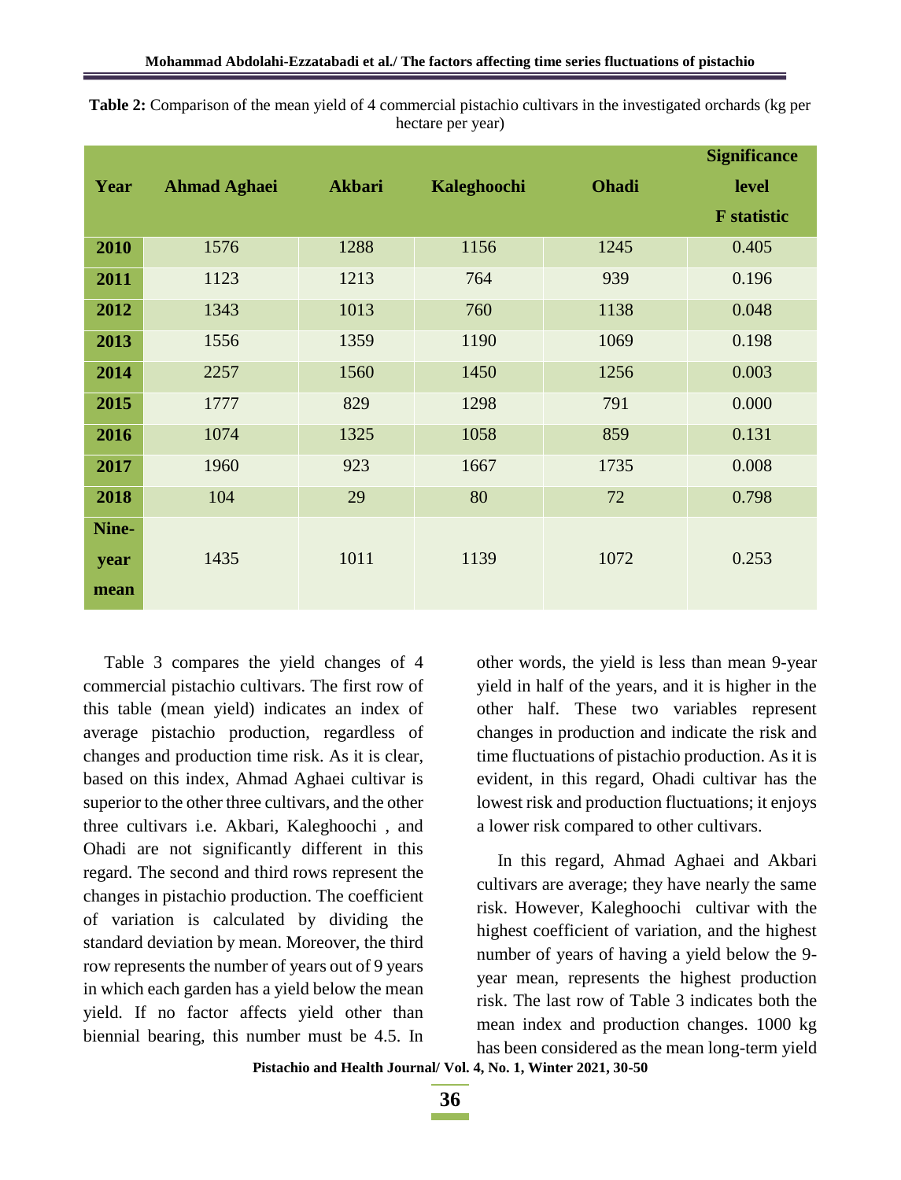**Table 2:** Comparison of the mean yield of 4 commercial pistachio cultivars in the investigated orchards (kg per hectare per year)

| Year | Ahmad Aghaei | Akbari | Kaleghoochi | Ohadi | Significance level F statistic |
|---|---|---|---|---|---|
| 2010 | 1576 | 1288 | 1156 | 1245 | 0.405 |
| 2011 | 1123 | 1213 | 764 | 939 | 0.196 |
| 2012 | 1343 | 1013 | 760 | 1138 | 0.048 |
| 2013 | 1556 | 1359 | 1190 | 1069 | 0.198 |
| 2014 | 2257 | 1560 | 1450 | 1256 | 0.003 |
| 2015 | 1777 | 829 | 1298 | 791 | 0.000 |
| 2016 | 1074 | 1325 | 1058 | 859 | 0.131 |
| 2017 | 1960 | 923 | 1667 | 1735 | 0.008 |
| 2018 | 104 | 29 | 80 | 72 | 0.798 |
| Nine-year mean | 1435 | 1011 | 1139 | 1072 | 0.253 |

Table 3 compares the yield changes of 4 commercial pistachio cultivars. The first row of this table (mean yield) indicates an index of average pistachio production, regardless of changes and production time risk. As it is clear, based on this index, Ahmad Aghaei cultivar is superior to the other three cultivars, and the other three cultivars i.e. Akbari, Kaleghoochi , and Ohadi are not significantly different in this regard. The second and third rows represent the changes in pistachio production. The coefficient of variation is calculated by dividing the standard deviation by mean. Moreover, the third row represents the number of years out of 9 years in which each garden has a yield below the mean yield. If no factor affects yield other than biennial bearing, this number must be 4.5. In other words, the yield is less than mean 9-year yield in half of the years, and it is higher in the other half. These two variables represent changes in production and indicate the risk and time fluctuations of pistachio production. As it is evident, in this regard, Ohadi cultivar has the lowest risk and production fluctuations; it enjoys a lower risk compared to other cultivars.

In this regard, Ahmad Aghaei and Akbari cultivars are average; they have nearly the same risk. However, Kaleghoochi cultivar with the highest coefficient of variation, and the highest number of years of having a yield below the 9-year mean, represents the highest production risk. The last row of Table 3 indicates both the mean index and production changes. 1000 kg has been considered as the mean long-term yield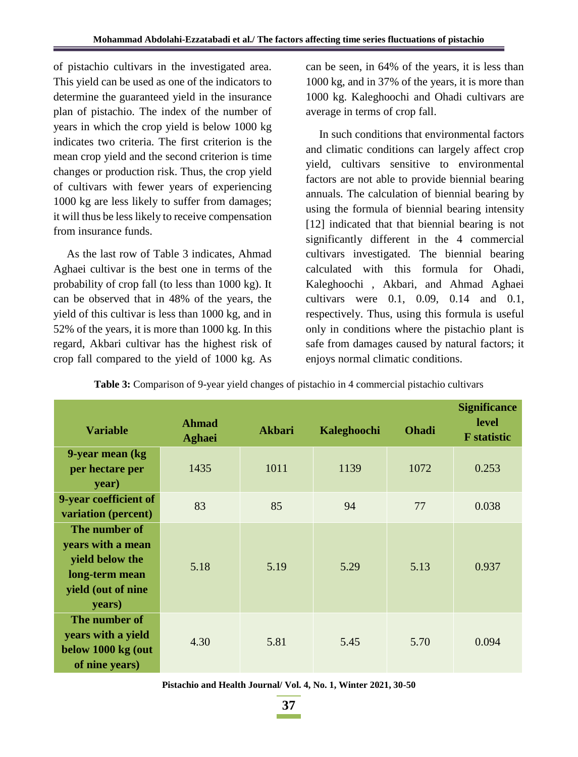of pistachio cultivars in the investigated area. This yield can be used as one of the indicators to determine the guaranteed yield in the insurance plan of pistachio. The index of the number of years in which the crop yield is below 1000 kg indicates two criteria. The first criterion is the mean crop yield and the second criterion is time changes or production risk. Thus, the crop yield of cultivars with fewer years of experiencing 1000 kg are less likely to suffer from damages; it will thus be less likely to receive compensation from insurance funds.

As the last row of Table 3 indicates, Ahmad Aghaei cultivar is the best one in terms of the probability of crop fall (to less than 1000 kg). It can be observed that in 48% of the years, the yield of this cultivar is less than 1000 kg, and in 52% of the years, it is more than 1000 kg. In this regard, Akbari cultivar has the highest risk of crop fall compared to the yield of 1000 kg. As can be seen, in 64% of the years, it is less than 1000 kg, and in 37% of the years, it is more than 1000 kg. Kaleghoochi and Ohadi cultivars are average in terms of crop fall.

In such conditions that environmental factors and climatic conditions can largely affect crop yield, cultivars sensitive to environmental factors are not able to provide biennial bearing annuals. The calculation of biennial bearing by using the formula of biennial bearing intensity [12] indicated that that biennial bearing is not significantly different in the 4 commercial cultivars investigated. The biennial bearing calculated with this formula for Ohadi, Kaleghoochi , Akbari, and Ahmad Aghaei cultivars were 0.1, 0.09, 0.14 and 0.1, respectively. Thus, using this formula is useful only in conditions where the pistachio plant is safe from damages caused by natural factors; it enjoys normal climatic conditions.

**Table 3:** Comparison of 9-year yield changes of pistachio in 4 commercial pistachio cultivars

| Variable | Ahmad Aghaei | Akbari | Kaleghoochi | Ohadi | Significance level F statistic |
|---|---|---|---|---|---|
| **9-year mean (kg per hectare per year)** | 1435 | 1011 | 1139 | 1072 | 0.253 |
| **9-year coefficient of variation (percent)** | 83 | 85 | 94 | 77 | 0.038 |
| **The number of years with a mean yield below the long-term mean yield (out of nine years)** | 5.18 | 5.19 | 5.29 | 5.13 | 0.937 |
| **The number of years with a yield below 1000 kg (out of nine years)** | 4.30 | 5.81 | 5.45 | 5.70 | 0.094 |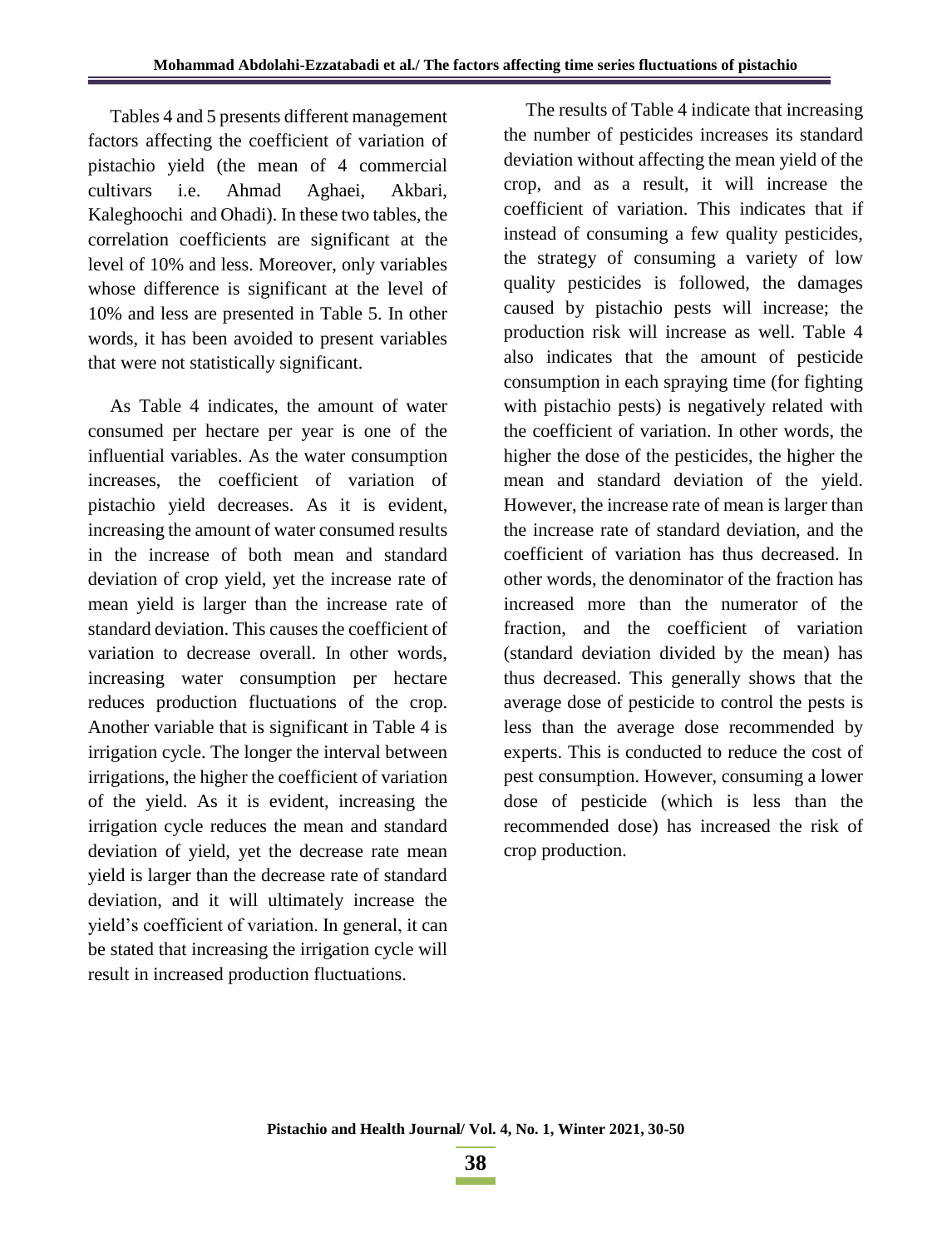Tables 4 and 5 presents different management factors affecting the coefficient of variation of pistachio yield (the mean of 4 commercial cultivars i.e. Ahmad Aghaei, Akbari, Kaleghoochi and Ohadi). In these two tables, the correlation coefficients are significant at the level of 10% and less. Moreover, only variables whose difference is significant at the level of 10% and less are presented in Table 5. In other words, it has been avoided to present variables that were not statistically significant.

As Table 4 indicates, the amount of water consumed per hectare per year is one of the influential variables. As the water consumption increases, the coefficient of variation of pistachio yield decreases. As it is evident, increasing the amount of water consumed results in the increase of both mean and standard deviation of crop yield, yet the increase rate of mean yield is larger than the increase rate of standard deviation. This causes the coefficient of variation to decrease overall. In other words, increasing water consumption per hectare reduces production fluctuations of the crop. Another variable that is significant in Table 4 is irrigation cycle. The longer the interval between irrigations, the higher the coefficient of variation of the yield. As it is evident, increasing the irrigation cycle reduces the mean and standard deviation of yield, yet the decrease rate mean yield is larger than the decrease rate of standard deviation, and it will ultimately increase the yield's coefficient of variation. In general, it can be stated that increasing the irrigation cycle will result in increased production fluctuations.

The results of Table 4 indicate that increasing the number of pesticides increases its standard deviation without affecting the mean yield of the crop, and as a result, it will increase the coefficient of variation. This indicates that if instead of consuming a few quality pesticides, the strategy of consuming a variety of low quality pesticides is followed, the damages caused by pistachio pests will increase; the production risk will increase as well. Table 4 also indicates that the amount of pesticide consumption in each spraying time (for fighting with pistachio pests) is negatively related with the coefficient of variation. In other words, the higher the dose of the pesticides, the higher the mean and standard deviation of the yield. However, the increase rate of mean is larger than the increase rate of standard deviation, and the coefficient of variation has thus decreased. In other words, the denominator of the fraction has increased more than the numerator of the fraction, and the coefficient of variation (standard deviation divided by the mean) has thus decreased. This generally shows that the average dose of pesticide to control the pests is less than the average dose recommended by experts. This is conducted to reduce the cost of pest consumption. However, consuming a lower dose of pesticide (which is less than the recommended dose) has increased the risk of crop production.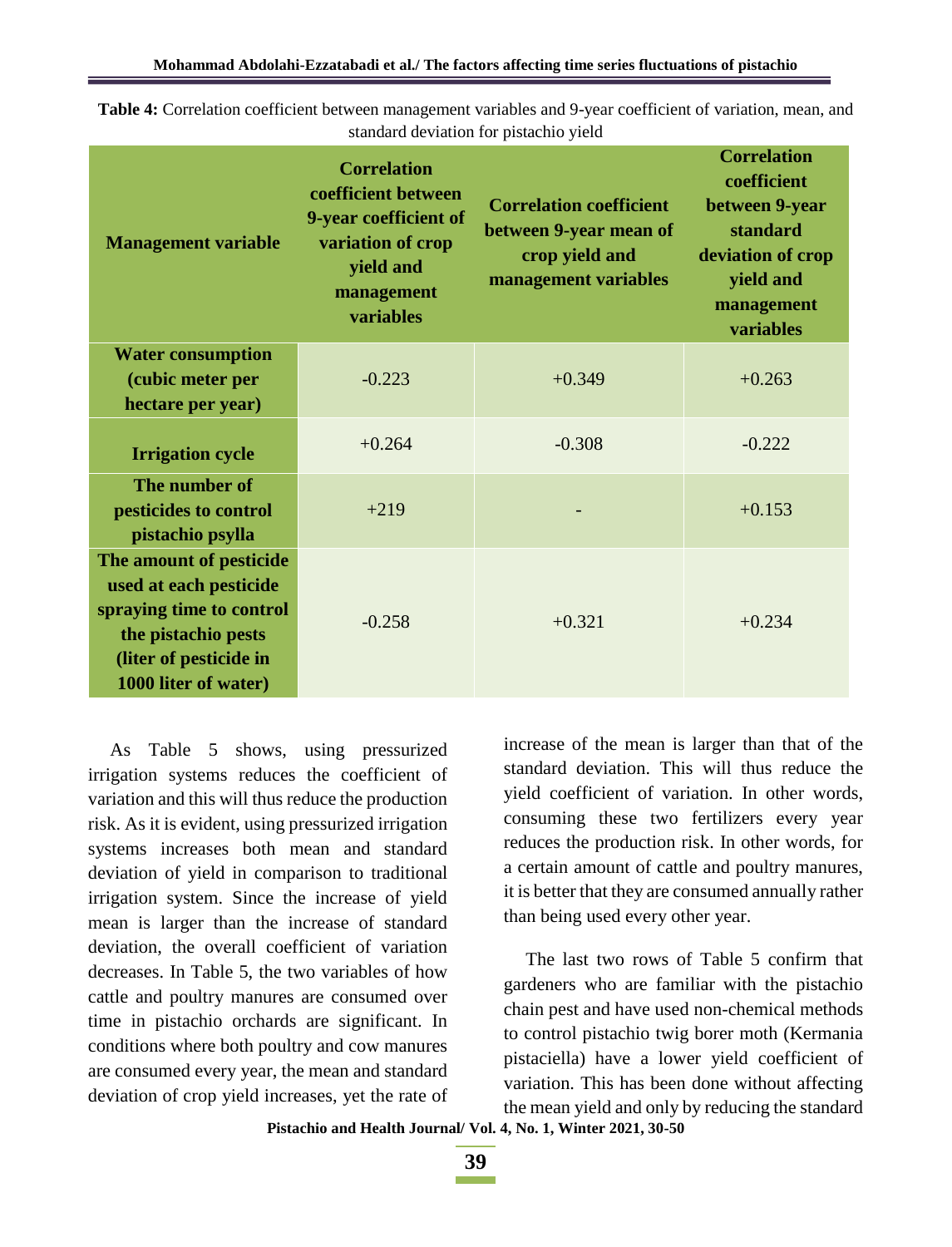**Table 4:** Correlation coefficient between management variables and 9-year coefficient of variation, mean, and standard deviation for pistachio yield

| Management variable | Correlation coefficient between 9-year coefficient of variation of crop yield and management variables | Correlation coefficient between 9-year mean of crop yield and management variables | Correlation coefficient between 9-year standard deviation of crop yield and management variables |
|---|---|---|---|
| Water consumption (cubic meter per hectare per year) | -0.223 | +0.349 | +0.263 |
| Irrigation cycle | +0.264 | -0.308 | -0.222 |
| The number of pesticides to control pistachio psylla | +219 | - | +0.153 |
| The amount of pesticide used at each pesticide spraying time to control the pistachio pests (liter of pesticide in 1000 liter of water) | -0.258 | +0.321 | +0.234 |

As Table 5 shows, using pressurized irrigation systems reduces the coefficient of variation and this will thus reduce the production risk. As it is evident, using pressurized irrigation systems increases both mean and standard deviation of yield in comparison to traditional irrigation system. Since the increase of yield mean is larger than the increase of standard deviation, the overall coefficient of variation decreases. In Table 5, the two variables of how cattle and poultry manures are consumed over time in pistachio orchards are significant. In conditions where both poultry and cow manures are consumed every year, the mean and standard deviation of crop yield increases, yet the rate of increase of the mean is larger than that of the standard deviation. This will thus reduce the yield coefficient of variation. In other words, consuming these two fertilizers every year reduces the production risk. In other words, for a certain amount of cattle and poultry manures, it is better that they are consumed annually rather than being used every other year.

The last two rows of Table 5 confirm that gardeners who are familiar with the pistachio chain pest and have used non-chemical methods to control pistachio twig borer moth (Kermania pistaciella) have a lower yield coefficient of variation. This has been done without affecting the mean yield and only by reducing the standard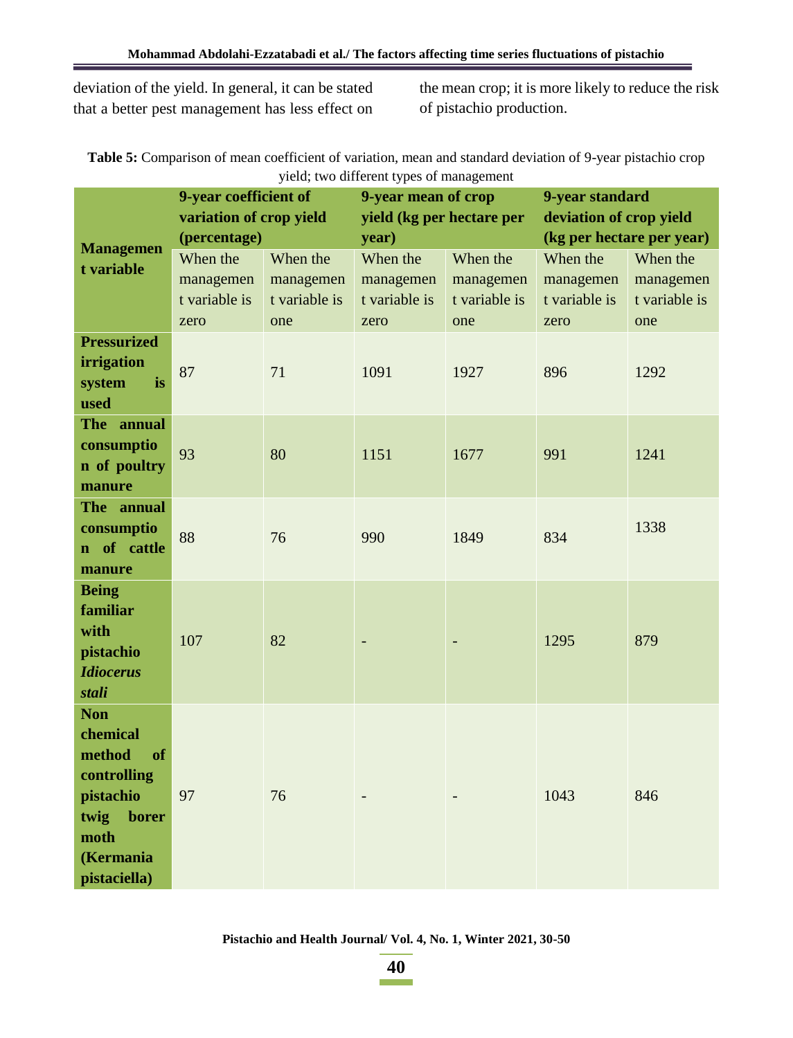deviation of the yield. In general, it can be stated that a better pest management has less effect on the mean crop; it is more likely to reduce the risk of pistachio production.

**Table 5:** Comparison of mean coefficient of variation, mean and standard deviation of 9-year pistachio crop yield; two different types of management

| Management variable | 9-year coefficient of variation of crop yield (percentage) | | 9-year mean of crop yield (kg per hectare per year) | | 9-year standard deviation of crop yield (kg per hectare per year) | |
|---|---|---|---|---|---|---|
| | When the management variable is zero | When the management variable is one | When the management variable is zero | When the management variable is one | When the management variable is zero | When the management variable is one |
| **Pressurized irrigation system is used** | 87 | 71 | 1091 | 1927 | 896 | 1292 |
| **The annual consumption of poultry manure** | 93 | 80 | 1151 | 1677 | 991 | 1241 |
| **The annual consumption of cattle manure** | 88 | 76 | 990 | 1849 | 834 | 1338 |
| **Being familiar with pistachio *Idiocerus stali*** | 107 | 82 | - | - | 1295 | 879 |
| **Non chemical method of controlling pistachio twig borer moth (Kermania pistaciella)** | 97 | 76 | - | - | 1043 | 846 |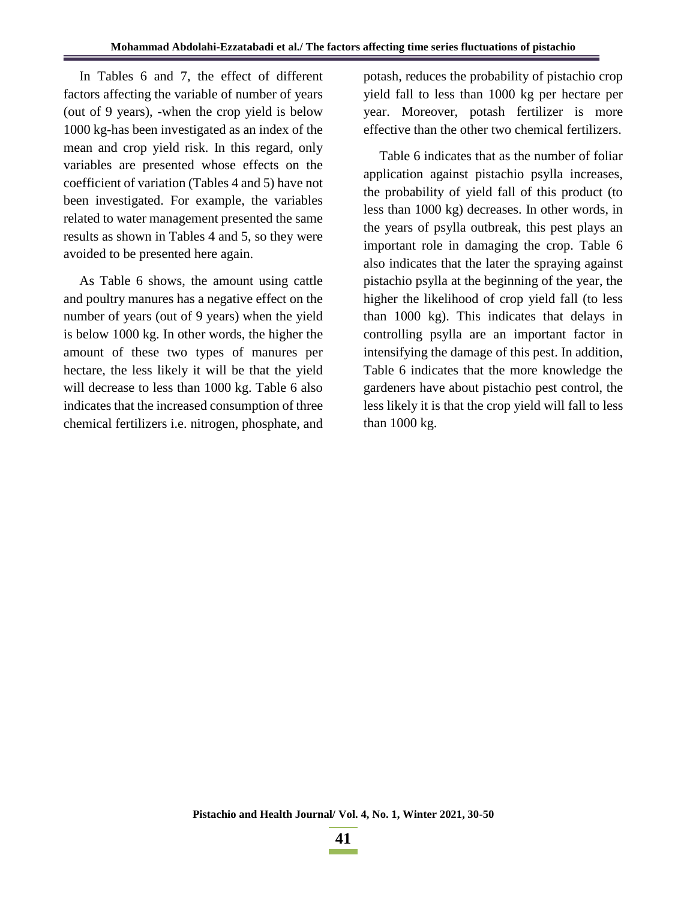In Tables 6 and 7, the effect of different factors affecting the variable of number of years (out of 9 years), -when the crop yield is below 1000 kg-has been investigated as an index of the mean and crop yield risk. In this regard, only variables are presented whose effects on the coefficient of variation (Tables 4 and 5) have not been investigated. For example, the variables related to water management presented the same results as shown in Tables 4 and 5, so they were avoided to be presented here again.

As Table 6 shows, the amount using cattle and poultry manures has a negative effect on the number of years (out of 9 years) when the yield is below 1000 kg. In other words, the higher the amount of these two types of manures per hectare, the less likely it will be that the yield will decrease to less than 1000 kg. Table 6 also indicates that the increased consumption of three chemical fertilizers i.e. nitrogen, phosphate, and potash, reduces the probability of pistachio crop yield fall to less than 1000 kg per hectare per year. Moreover, potash fertilizer is more effective than the other two chemical fertilizers.

Table 6 indicates that as the number of foliar application against pistachio psylla increases, the probability of yield fall of this product (to less than 1000 kg) decreases. In other words, in the years of psylla outbreak, this pest plays an important role in damaging the crop. Table 6 also indicates that the later the spraying against pistachio psylla at the beginning of the year, the higher the likelihood of crop yield fall (to less than 1000 kg). This indicates that delays in controlling psylla are an important factor in intensifying the damage of this pest. In addition, Table 6 indicates that the more knowledge the gardeners have about pistachio pest control, the less likely it is that the crop yield will fall to less than 1000 kg.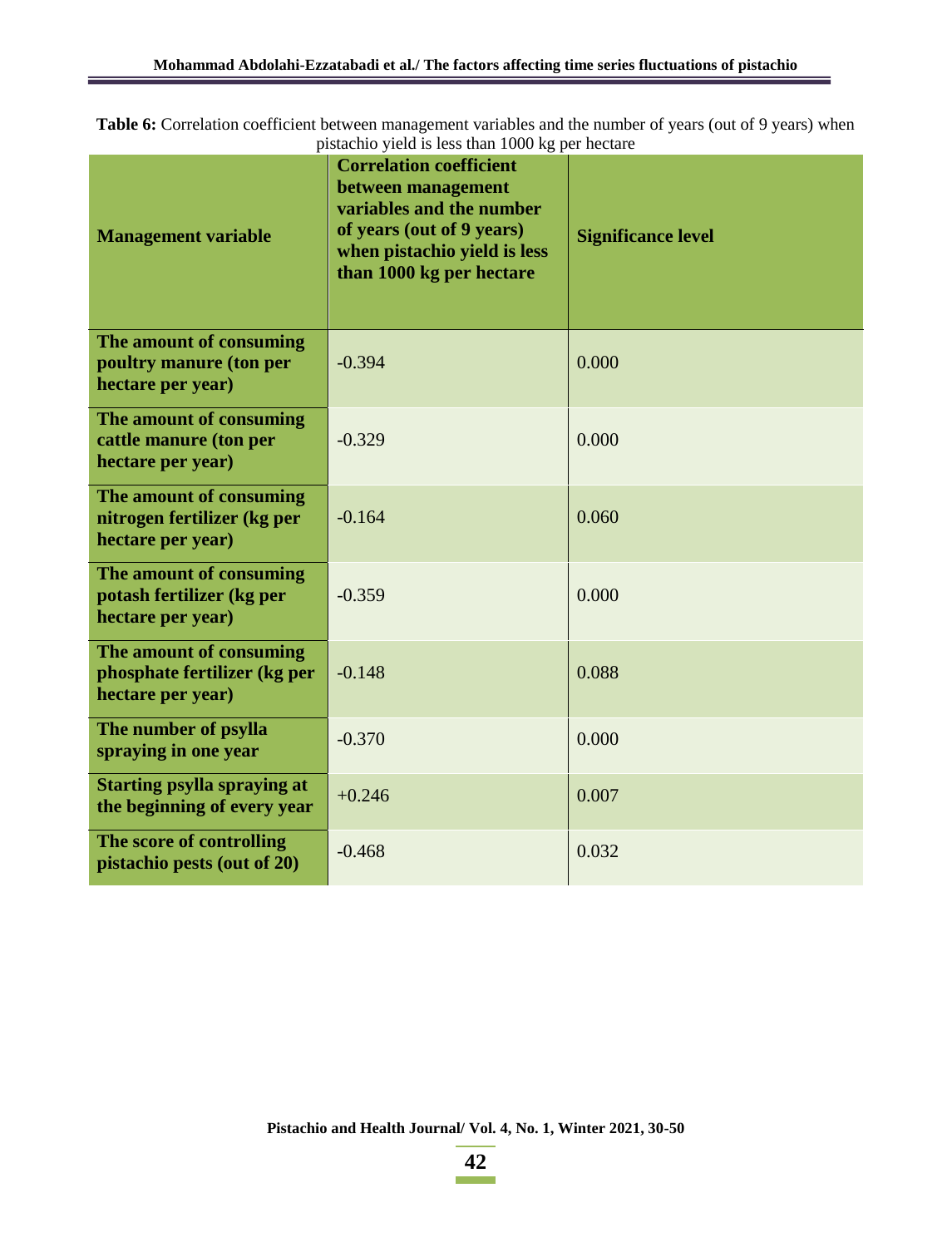**Table 6:** Correlation coefficient between management variables and the number of years (out of 9 years) when pistachio yield is less than 1000 kg per hectare

| Management variable | Correlation coefficient between management variables and the number of years (out of 9 years) when pistachio yield is less than 1000 kg per hectare | Significance level |
|---|---|---|
| The amount of consuming poultry manure (ton per hectare per year) | -0.394 | 0.000 |
| The amount of consuming cattle manure (ton per hectare per year) | -0.329 | 0.000 |
| The amount of consuming nitrogen fertilizer (kg per hectare per year) | -0.164 | 0.060 |
| The amount of consuming potash fertilizer (kg per hectare per year) | -0.359 | 0.000 |
| The amount of consuming phosphate fertilizer (kg per hectare per year) | -0.148 | 0.088 |
| The number of psylla spraying in one year | -0.370 | 0.000 |
| Starting psylla spraying at the beginning of every year | +0.246 | 0.007 |
| The score of controlling pistachio pests (out of 20) | -0.468 | 0.032 |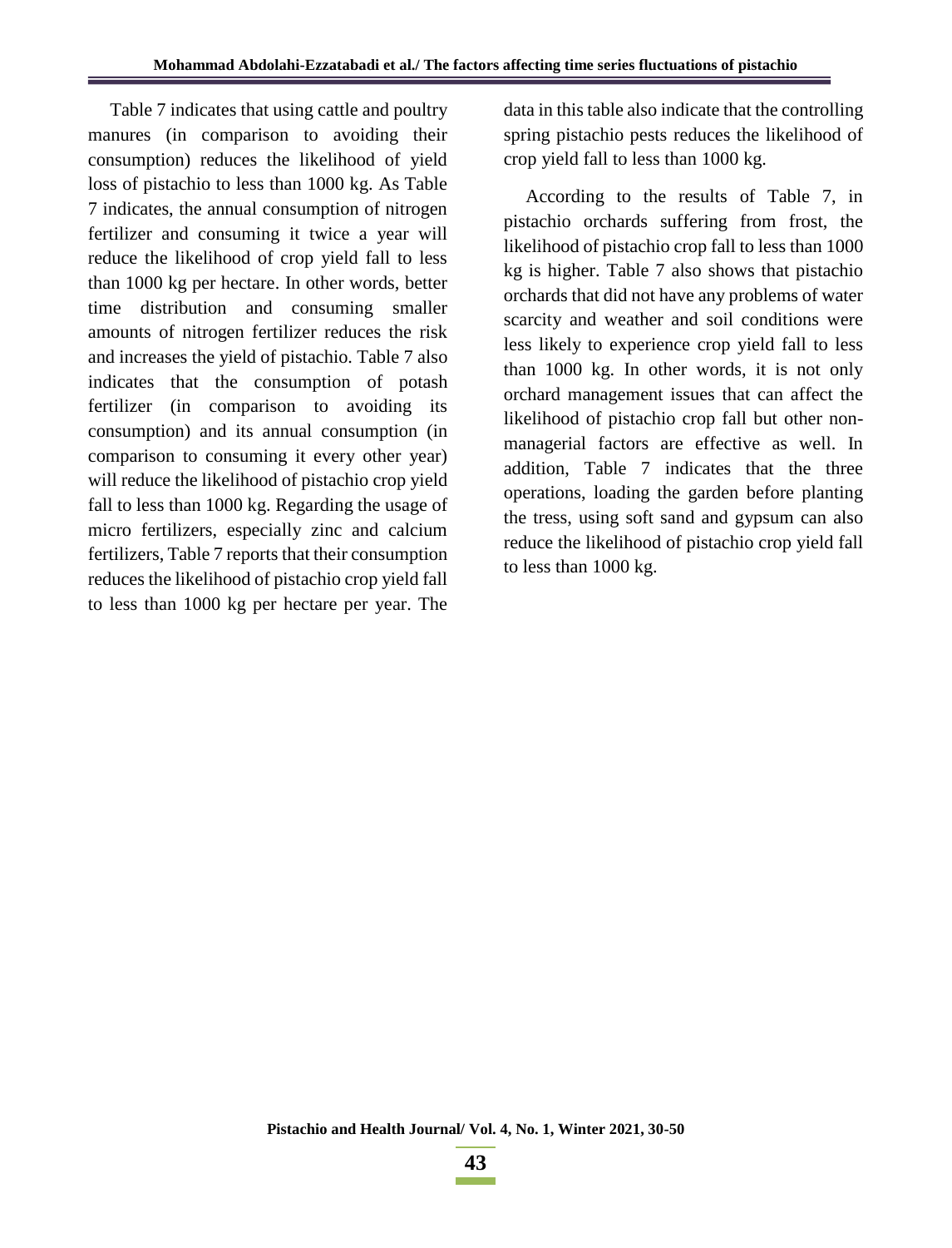Table 7 indicates that using cattle and poultry manures (in comparison to avoiding their consumption) reduces the likelihood of yield loss of pistachio to less than 1000 kg. As Table 7 indicates, the annual consumption of nitrogen fertilizer and consuming it twice a year will reduce the likelihood of crop yield fall to less than 1000 kg per hectare. In other words, better time distribution and consuming smaller amounts of nitrogen fertilizer reduces the risk and increases the yield of pistachio. Table 7 also indicates that the consumption of potash fertilizer (in comparison to avoiding its consumption) and its annual consumption (in comparison to consuming it every other year) will reduce the likelihood of pistachio crop yield fall to less than 1000 kg. Regarding the usage of micro fertilizers, especially zinc and calcium fertilizers, Table 7 reports that their consumption reduces the likelihood of pistachio crop yield fall to less than 1000 kg per hectare per year. The data in this table also indicate that the controlling spring pistachio pests reduces the likelihood of crop yield fall to less than 1000 kg.

According to the results of Table 7, in pistachio orchards suffering from frost, the likelihood of pistachio crop fall to less than 1000 kg is higher. Table 7 also shows that pistachio orchards that did not have any problems of water scarcity and weather and soil conditions were less likely to experience crop yield fall to less than 1000 kg. In other words, it is not only orchard management issues that can affect the likelihood of pistachio crop fall but other non-managerial factors are effective as well. In addition, Table 7 indicates that the three operations, loading the garden before planting the tress, using soft sand and gypsum can also reduce the likelihood of pistachio crop yield fall to less than 1000 kg.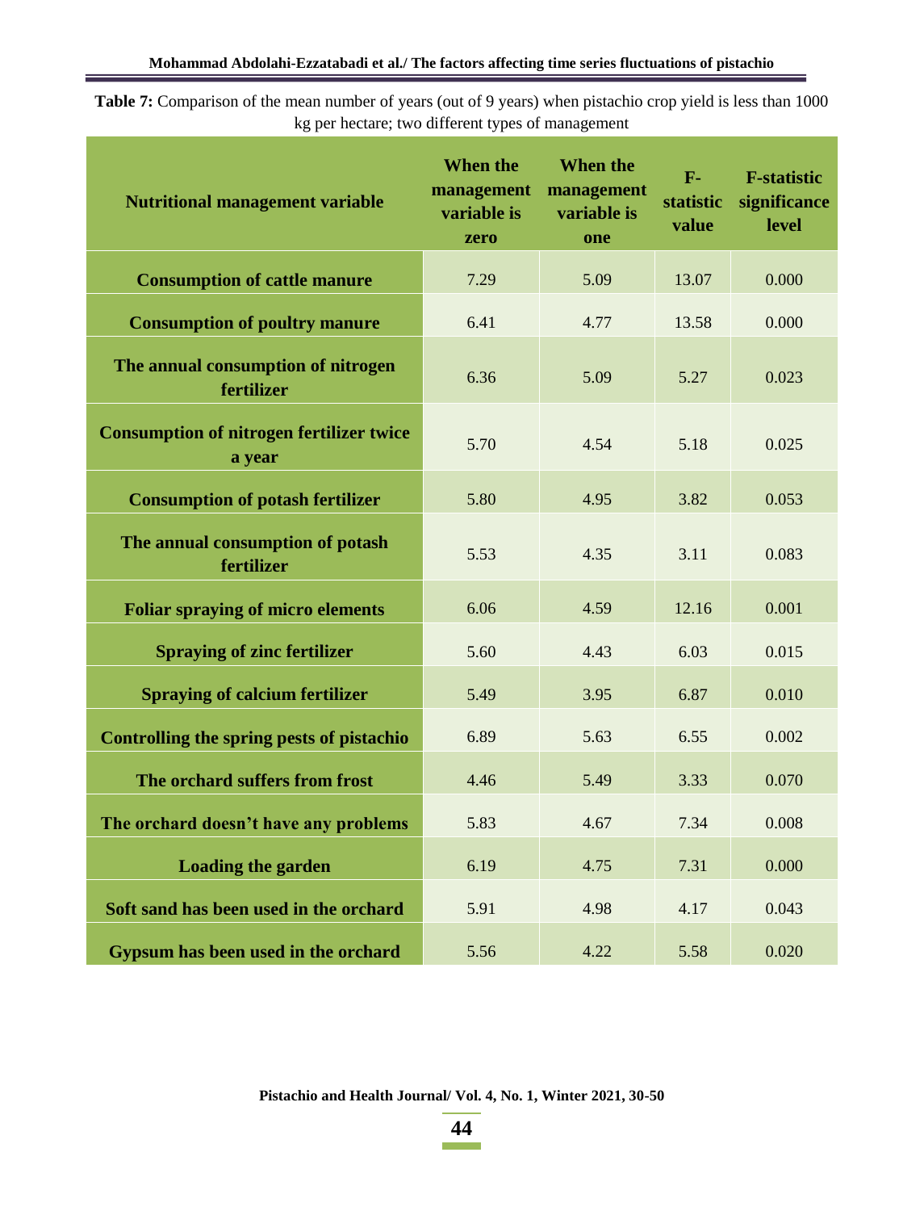**Table 7:** Comparison of the mean number of years (out of 9 years) when pistachio crop yield is less than 1000 kg per hectare; two different types of management

| Nutritional management variable | When the management variable is zero | When the management variable is one | F-statistic value | F-statistic significance level |
|---|---|---|---|---|
| **Consumption of cattle manure** | 7.29 | 5.09 | 13.07 | 0.000 |
| **Consumption of poultry manure** | 6.41 | 4.77 | 13.58 | 0.000 |
| **The annual consumption of nitrogen fertilizer** | 6.36 | 5.09 | 5.27 | 0.023 |
| **Consumption of nitrogen fertilizer twice a year** | 5.70 | 4.54 | 5.18 | 0.025 |
| **Consumption of potash fertilizer** | 5.80 | 4.95 | 3.82 | 0.053 |
| **The annual consumption of potash fertilizer** | 5.53 | 4.35 | 3.11 | 0.083 |
| **Foliar spraying of micro elements** | 6.06 | 4.59 | 12.16 | 0.001 |
| **Spraying of zinc fertilizer** | 5.60 | 4.43 | 6.03 | 0.015 |
| **Spraying of calcium fertilizer** | 5.49 | 3.95 | 6.87 | 0.010 |
| **Controlling the spring pests of pistachio** | 6.89 | 5.63 | 6.55 | 0.002 |
| **The orchard suffers from frost** | 4.46 | 5.49 | 3.33 | 0.070 |
| **The orchard doesn't have any problems** | 5.83 | 4.67 | 7.34 | 0.008 |
| **Loading the garden** | 6.19 | 4.75 | 7.31 | 0.000 |
| **Soft sand has been used in the orchard** | 5.91 | 4.98 | 4.17 | 0.043 |
| **Gypsum has been used in the orchard** | 5.56 | 4.22 | 5.58 | 0.020 |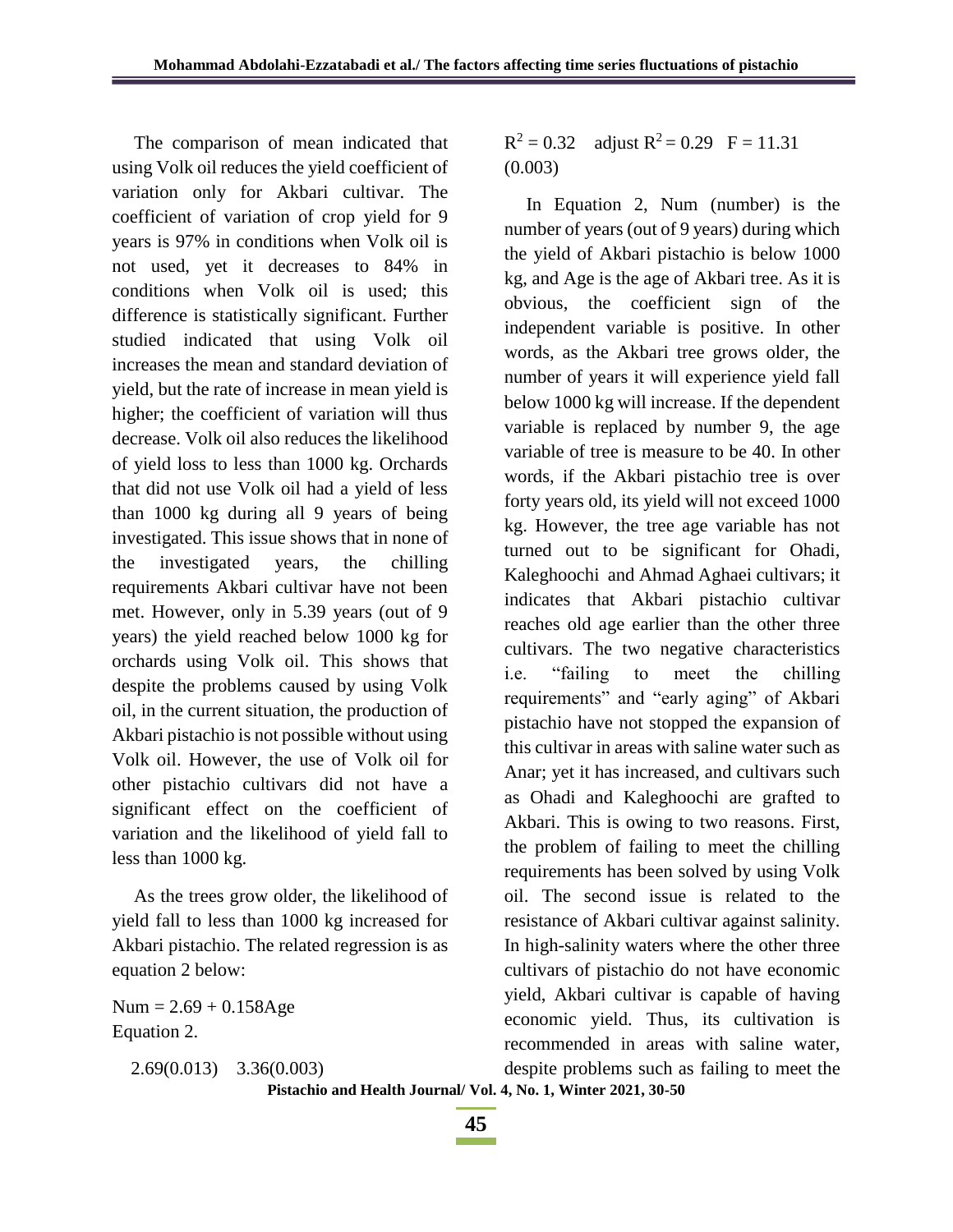The comparison of mean indicated that using Volk oil reduces the yield coefficient of variation only for Akbari cultivar. The coefficient of variation of crop yield for 9 years is 97% in conditions when Volk oil is not used, yet it decreases to 84% in conditions when Volk oil is used; this difference is statistically significant. Further studied indicated that using Volk oil increases the mean and standard deviation of yield, but the rate of increase in mean yield is higher; the coefficient of variation will thus decrease. Volk oil also reduces the likelihood of yield loss to less than 1000 kg. Orchards that did not use Volk oil had a yield of less than 1000 kg during all 9 years of being investigated. This issue shows that in none of the investigated years, the chilling requirements Akbari cultivar have not been met. However, only in 5.39 years (out of 9 years) the yield reached below 1000 kg for orchards using Volk oil. This shows that despite the problems caused by using Volk oil, in the current situation, the production of Akbari pistachio is not possible without using Volk oil. However, the use of Volk oil for other pistachio cultivars did not have a significant effect on the coefficient of variation and the likelihood of yield fall to less than 1000 kg.

As the trees grow older, the likelihood of yield fall to less than 1000 kg increased for Akbari pistachio. The related regression is as equation 2 below:

$$Num = 2.69 + 0.158Age$$

Equation 2.

2.69(0.013)  3.36(0.003)

$R^2 = 0.32$  adjust $R^2 = 0.29$  $F = 11.31$ (0.003)

In Equation 2, Num (number) is the number of years (out of 9 years) during which the yield of Akbari pistachio is below 1000 kg, and Age is the age of Akbari tree. As it is obvious, the coefficient sign of the independent variable is positive. In other words, as the Akbari tree grows older, the number of years it will experience yield fall below 1000 kg will increase. If the dependent variable is replaced by number 9, the age variable of tree is measure to be 40. In other words, if the Akbari pistachio tree is over forty years old, its yield will not exceed 1000 kg. However, the tree age variable has not turned out to be significant for Ohadi, Kaleghoochi and Ahmad Aghaei cultivars; it indicates that Akbari pistachio cultivar reaches old age earlier than the other three cultivars. The two negative characteristics i.e. "failing to meet the chilling requirements" and "early aging" of Akbari pistachio have not stopped the expansion of this cultivar in areas with saline water such as Anar; yet it has increased, and cultivars such as Ohadi and Kaleghoochi are grafted to Akbari. This is owing to two reasons. First, the problem of failing to meet the chilling requirements has been solved by using Volk oil. The second issue is related to the resistance of Akbari cultivar against salinity. In high-salinity waters where the other three cultivars of pistachio do not have economic yield, Akbari cultivar is capable of having economic yield. Thus, its cultivation is recommended in areas with saline water, despite problems such as failing to meet the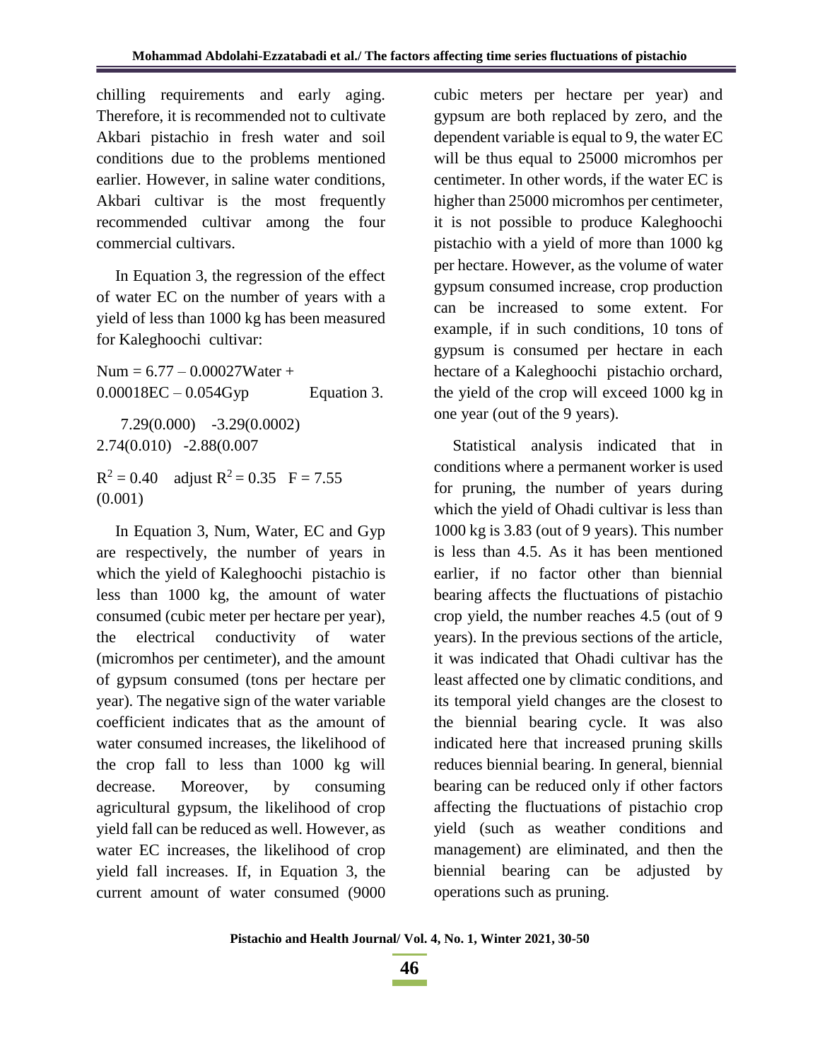chilling requirements and early aging. Therefore, it is recommended not to cultivate Akbari pistachio in fresh water and soil conditions due to the problems mentioned earlier. However, in saline water conditions, Akbari cultivar is the most frequently recommended cultivar among the four commercial cultivars.

In Equation 3, the regression of the effect of water EC on the number of years with a yield of less than 1000 kg has been measured for Kaleghoochi cultivar:

$$Num = 6.77 - 0.00027Water + 0.00018EC - 0.054Gyp \qquad \text{Equation 3.}$$

7.29(0.000) -3.29(0.0002) 2.74(0.010) -2.88(0.007

$R^2 = 0.40$ adjust $R^2 = 0.35$ $F = 7.55$ (0.001)

In Equation 3, Num, Water, EC and Gyp are respectively, the number of years in which the yield of Kaleghoochi pistachio is less than 1000 kg, the amount of water consumed (cubic meter per hectare per year), the electrical conductivity of water (micromhos per centimeter), and the amount of gypsum consumed (tons per hectare per year). The negative sign of the water variable coefficient indicates that as the amount of water consumed increases, the likelihood of the crop fall to less than 1000 kg will decrease. Moreover, by consuming agricultural gypsum, the likelihood of crop yield fall can be reduced as well. However, as water EC increases, the likelihood of crop yield fall increases. If, in Equation 3, the current amount of water consumed (9000 cubic meters per hectare per year) and gypsum are both replaced by zero, and the dependent variable is equal to 9, the water EC will be thus equal to 25000 micromhos per centimeter. In other words, if the water EC is higher than 25000 micromhos per centimeter, it is not possible to produce Kaleghoochi pistachio with a yield of more than 1000 kg per hectare. However, as the volume of water gypsum consumed increase, crop production can be increased to some extent. For example, if in such conditions, 10 tons of gypsum is consumed per hectare in each hectare of a Kaleghoochi pistachio orchard, the yield of the crop will exceed 1000 kg in one year (out of the 9 years).

Statistical analysis indicated that in conditions where a permanent worker is used for pruning, the number of years during which the yield of Ohadi cultivar is less than 1000 kg is 3.83 (out of 9 years). This number is less than 4.5. As it has been mentioned earlier, if no factor other than biennial bearing affects the fluctuations of pistachio crop yield, the number reaches 4.5 (out of 9 years). In the previous sections of the article, it was indicated that Ohadi cultivar has the least affected one by climatic conditions, and its temporal yield changes are the closest to the biennial bearing cycle. It was also indicated here that increased pruning skills reduces biennial bearing. In general, biennial bearing can be reduced only if other factors affecting the fluctuations of pistachio crop yield (such as weather conditions and management) are eliminated, and then the biennial bearing can be adjusted by operations such as pruning.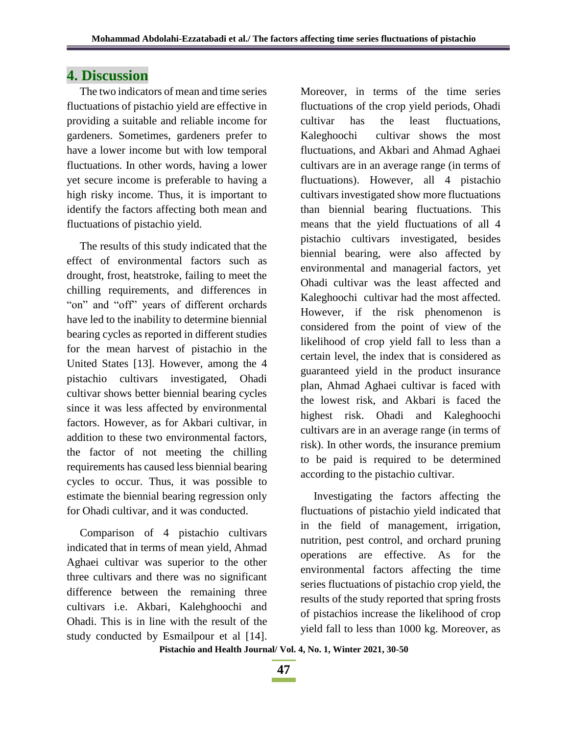## 4. Discussion

The two indicators of mean and time series fluctuations of pistachio yield are effective in providing a suitable and reliable income for gardeners. Sometimes, gardeners prefer to have a lower income but with low temporal fluctuations. In other words, having a lower yet secure income is preferable to having a high risky income. Thus, it is important to identify the factors affecting both mean and fluctuations of pistachio yield.

The results of this study indicated that the effect of environmental factors such as drought, frost, heatstroke, failing to meet the chilling requirements, and differences in "on" and "off" years of different orchards have led to the inability to determine biennial bearing cycles as reported in different studies for the mean harvest of pistachio in the United States [13]. However, among the 4 pistachio cultivars investigated, Ohadi cultivar shows better biennial bearing cycles since it was less affected by environmental factors. However, as for Akbari cultivar, in addition to these two environmental factors, the factor of not meeting the chilling requirements has caused less biennial bearing cycles to occur. Thus, it was possible to estimate the biennial bearing regression only for Ohadi cultivar, and it was conducted.

Comparison of 4 pistachio cultivars indicated that in terms of mean yield, Ahmad Aghaei cultivar was superior to the other three cultivars and there was no significant difference between the remaining three cultivars i.e. Akbari, Kalehghoochi and Ohadi. This is in line with the result of the study conducted by Esmailpour et al [14]. Moreover, in terms of the time series fluctuations of the crop yield periods, Ohadi cultivar has the least fluctuations, Kaleghoochi cultivar shows the most fluctuations, and Akbari and Ahmad Aghaei cultivars are in an average range (in terms of fluctuations). However, all 4 pistachio cultivars investigated show more fluctuations than biennial bearing fluctuations. This means that the yield fluctuations of all 4 pistachio cultivars investigated, besides biennial bearing, were also affected by environmental and managerial factors, yet Ohadi cultivar was the least affected and Kaleghoochi cultivar had the most affected. However, if the risk phenomenon is considered from the point of view of the likelihood of crop yield fall to less than a certain level, the index that is considered as guaranteed yield in the product insurance plan, Ahmad Aghaei cultivar is faced with the lowest risk, and Akbari is faced the highest risk. Ohadi and Kaleghoochi cultivars are in an average range (in terms of risk). In other words, the insurance premium to be paid is required to be determined according to the pistachio cultivar.

Investigating the factors affecting the fluctuations of pistachio yield indicated that in the field of management, irrigation, nutrition, pest control, and orchard pruning operations are effective. As for the environmental factors affecting the time series fluctuations of pistachio crop yield, the results of the study reported that spring frosts of pistachios increase the likelihood of crop yield fall to less than 1000 kg. Moreover, as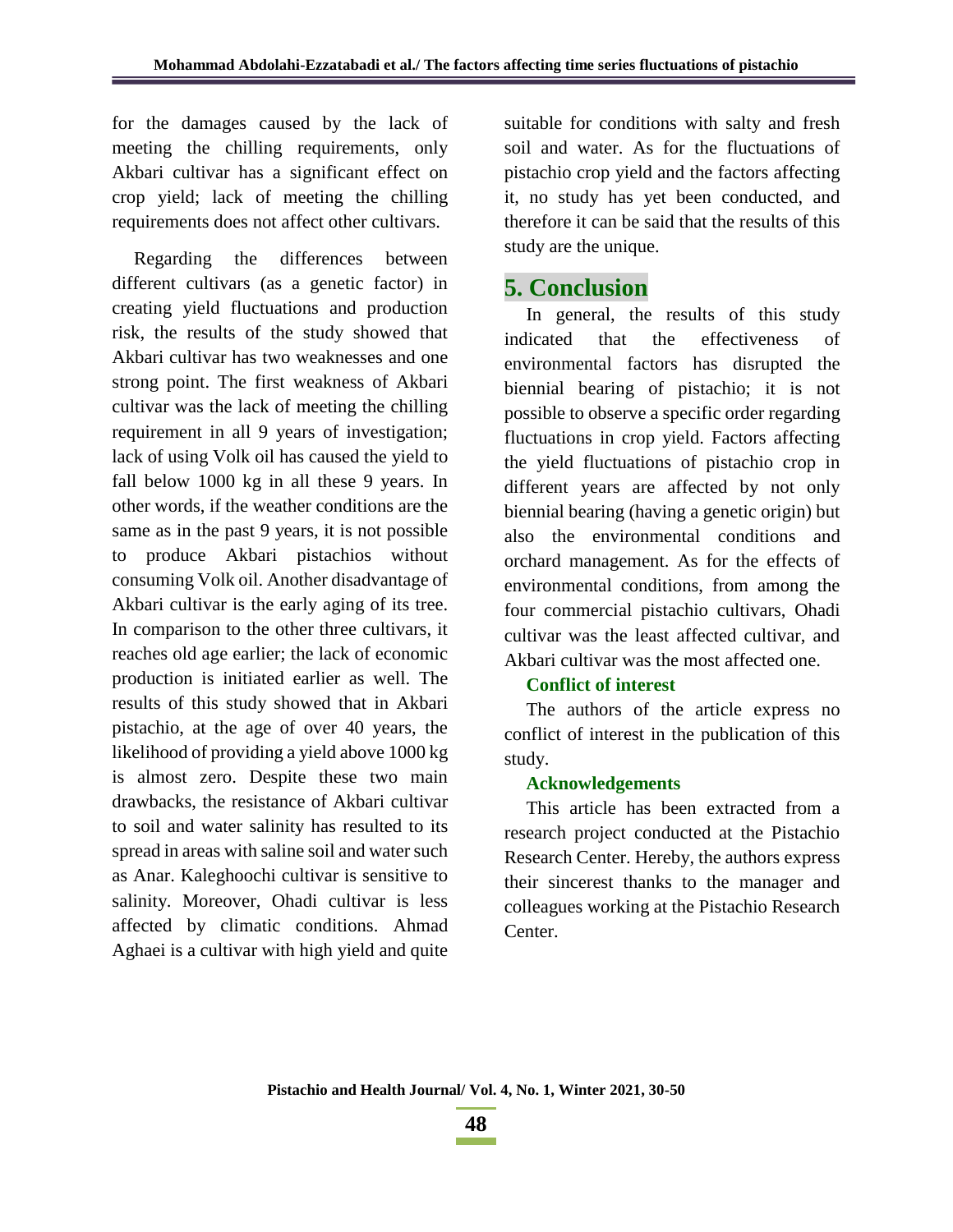for the damages caused by the lack of meeting the chilling requirements, only Akbari cultivar has a significant effect on crop yield; lack of meeting the chilling requirements does not affect other cultivars.

Regarding the differences between different cultivars (as a genetic factor) in creating yield fluctuations and production risk, the results of the study showed that Akbari cultivar has two weaknesses and one strong point. The first weakness of Akbari cultivar was the lack of meeting the chilling requirement in all 9 years of investigation; lack of using Volk oil has caused the yield to fall below 1000 kg in all these 9 years. In other words, if the weather conditions are the same as in the past 9 years, it is not possible to produce Akbari pistachios without consuming Volk oil. Another disadvantage of Akbari cultivar is the early aging of its tree. In comparison to the other three cultivars, it reaches old age earlier; the lack of economic production is initiated earlier as well. The results of this study showed that in Akbari pistachio, at the age of over 40 years, the likelihood of providing a yield above 1000 kg is almost zero. Despite these two main drawbacks, the resistance of Akbari cultivar to soil and water salinity has resulted to its spread in areas with saline soil and water such as Anar. Kaleghoochi cultivar is sensitive to salinity. Moreover, Ohadi cultivar is less affected by climatic conditions. Ahmad Aghaei is a cultivar with high yield and quite suitable for conditions with salty and fresh soil and water. As for the fluctuations of pistachio crop yield and the factors affecting it, no study has yet been conducted, and therefore it can be said that the results of this study are the unique.

## 5. Conclusion

In general, the results of this study indicated that the effectiveness of environmental factors has disrupted the biennial bearing of pistachio; it is not possible to observe a specific order regarding fluctuations in crop yield. Factors affecting the yield fluctuations of pistachio crop in different years are affected by not only biennial bearing (having a genetic origin) but also the environmental conditions and orchard management. As for the effects of environmental conditions, from among the four commercial pistachio cultivars, Ohadi cultivar was the least affected cultivar, and Akbari cultivar was the most affected one.

### Conflict of interest

The authors of the article express no conflict of interest in the publication of this study.

### Acknowledgements

This article has been extracted from a research project conducted at the Pistachio Research Center. Hereby, the authors express their sincerest thanks to the manager and colleagues working at the Pistachio Research Center.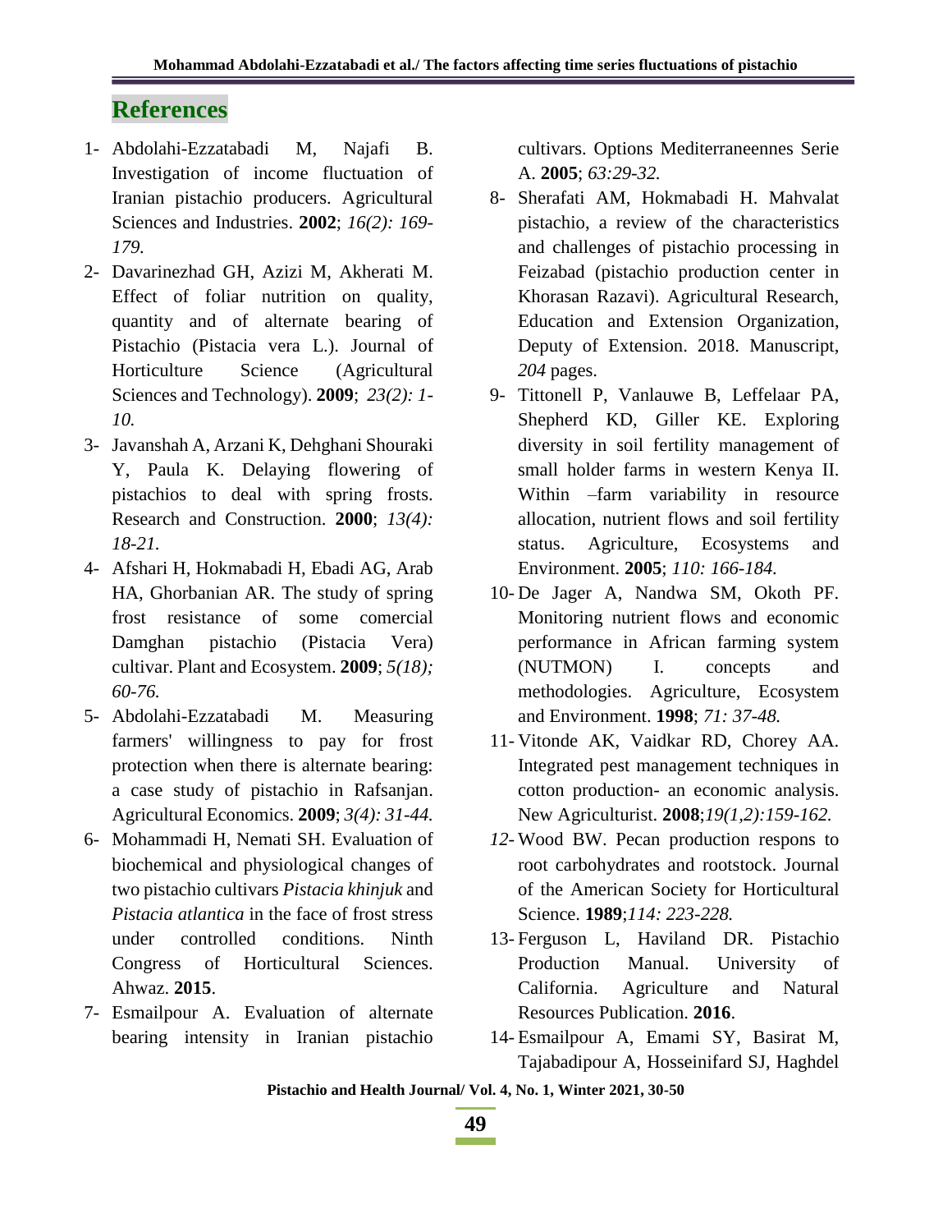## References

1- Abdolahi-Ezzatabadi M, Najafi B. Investigation of income fluctuation of Iranian pistachio producers. Agricultural Sciences and Industries. **2002**; *16(2): 169-179.*

2- Davarinezhad GH, Azizi M, Akherati M. Effect of foliar nutrition on quality, quantity and of alternate bearing of Pistachio (Pistacia vera L.). Journal of Horticulture Science (Agricultural Sciences and Technology). **2009**; *23(2): 1-10.*

3- Javanshah A, Arzani K, Dehghani Shouraki Y, Paula K. Delaying flowering of pistachios to deal with spring frosts. Research and Construction. **2000**; *13(4): 18-21.*

4- Afshari H, Hokmabadi H, Ebadi AG, Arab HA, Ghorbanian AR. The study of spring frost resistance of some comercial Damghan pistachio (Pistacia Vera) cultivar. Plant and Ecosystem. **2009**; *5(18); 60-76.*

5- Abdolahi-Ezzatabadi M. Measuring farmers' willingness to pay for frost protection when there is alternate bearing: a case study of pistachio in Rafsanjan. Agricultural Economics. **2009**; *3(4): 31-44.*

6- Mohammadi H, Nemati SH. Evaluation of biochemical and physiological changes of two pistachio cultivars *Pistacia khinjuk* and *Pistacia atlantica* in the face of frost stress under controlled conditions. Ninth Congress of Horticultural Sciences. Ahwaz. **2015**.

7- Esmailpour A. Evaluation of alternate bearing intensity in Iranian pistachio cultivars. Options Mediterraneennes Serie A. **2005**; *63:29-32.*

8- Sherafati AM, Hokmabadi H. Mahvalat pistachio, a review of the characteristics and challenges of pistachio processing in Feizabad (pistachio production center in Khorasan Razavi). Agricultural Research, Education and Extension Organization, Deputy of Extension. 2018. Manuscript, *204* pages.

9- Tittonell P, Vanlauwe B, Leffelaar PA, Shepherd KD, Giller KE. Exploring diversity in soil fertility management of small holder farms in western Kenya II. Within –farm variability in resource allocation, nutrient flows and soil fertility status. Agriculture, Ecosystems and Environment. **2005**; *110: 166-184.*

10- De Jager A, Nandwa SM, Okoth PF. Monitoring nutrient flows and economic performance in African farming system (NUTMON) I. concepts and methodologies. Agriculture, Ecosystem and Environment. **1998**; *71: 37-48.*

11- Vitonde AK, Vaidkar RD, Chorey AA. Integrated pest management techniques in cotton production- an economic analysis. New Agriculturist. **2008**;*19(1,2):159-162.*

*12-* Wood BW. Pecan production respons to root carbohydrates and rootstock. Journal of the American Society for Horticultural Science. **1989**;*114: 223-228.*

13- Ferguson L, Haviland DR. Pistachio Production Manual. University of California. Agriculture and Natural Resources Publication. **2016**.

14- Esmailpour A, Emami SY, Basirat M, Tajabadipour A, Hosseinifard SJ, Haghdel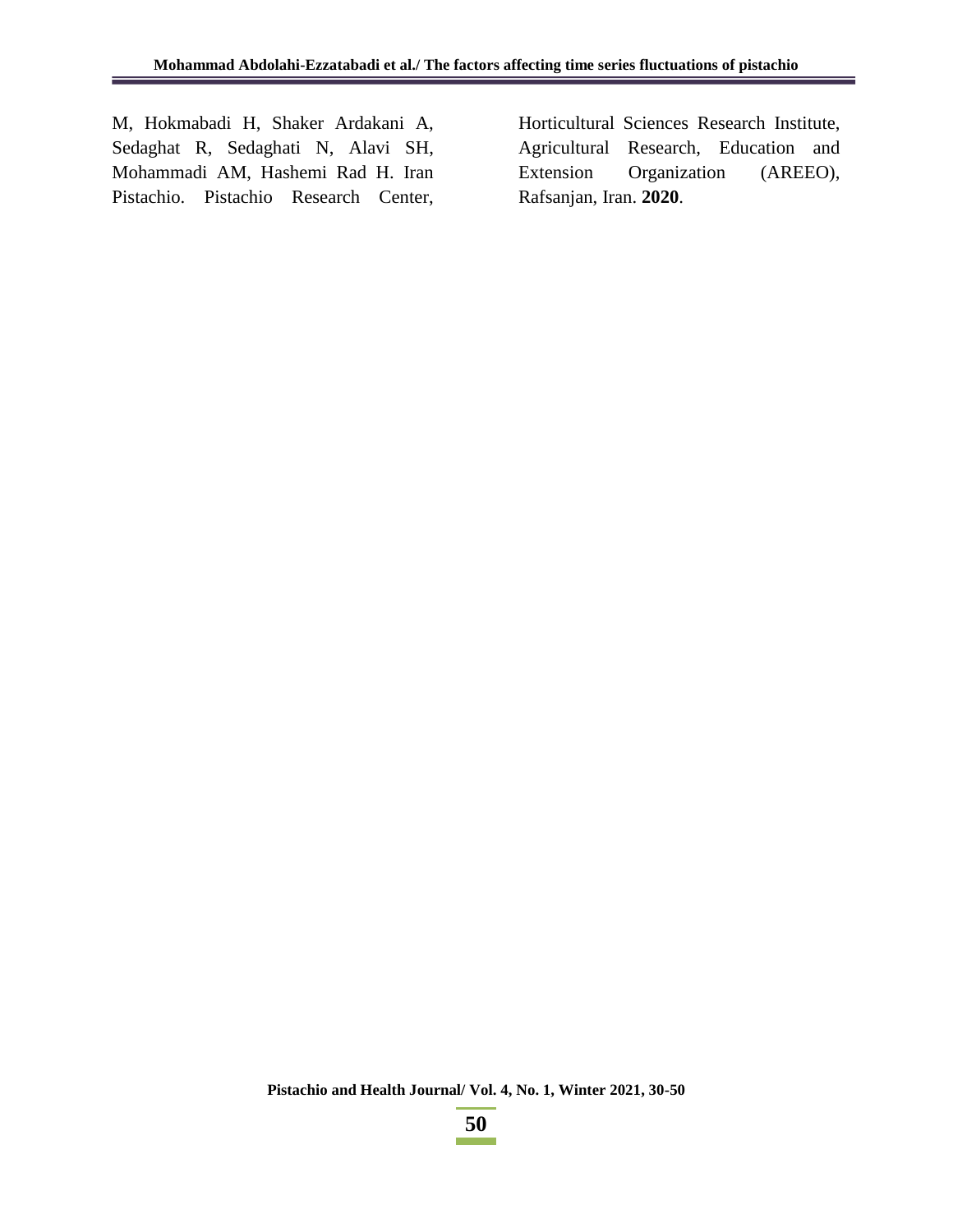M, Hokmabadi H, Shaker Ardakani A, Sedaghat R, Sedaghati N, Alavi SH, Mohammadi AM, Hashemi Rad H. Iran Pistachio. Pistachio Research Center, Horticultural Sciences Research Institute, Agricultural Research, Education and Extension Organization (AREEO), Rafsanjan, Iran. **2020**.